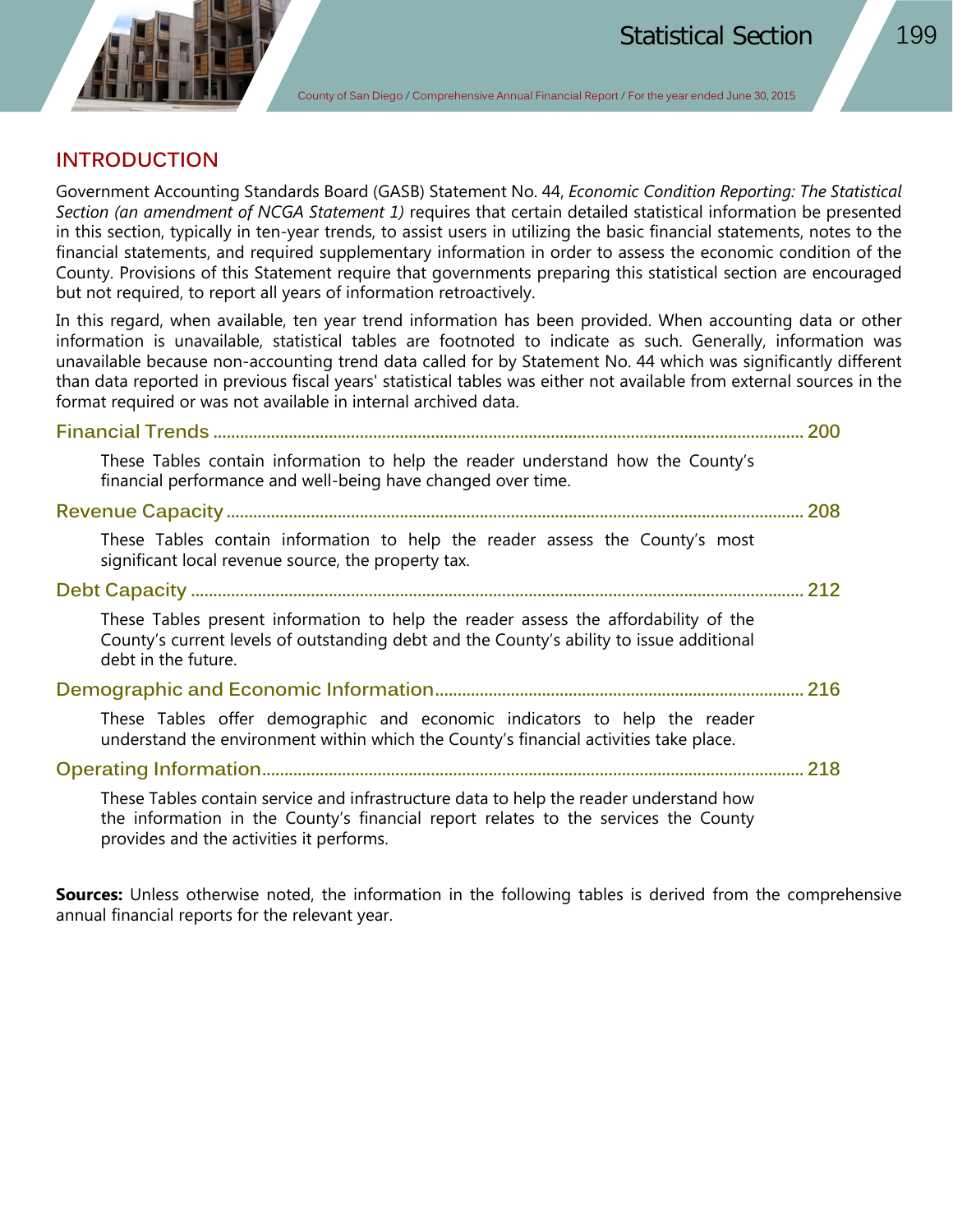## INTRODUCTION

Government Accounting Standards Board (GASB) Statement No. 44, *Economic Condition Reporting: The Statistical Section (an amendment of NCGA Statement 1)* requires that certain detailed statistical information be presented in this section, typically in ten-year trends, to assist users in utilizing the basic financial statements, notes to the financial statements, and required supplementary information in order to assess the economic condition of the County. Provisions of this Statement require that governments preparing this statistical section are encouraged but not required, to report all years of information retroactively.

In this regard, when available, ten year trend information has been provided. When accounting data or other information is unavailable, statistical tables are footnoted to indicate as such. Generally, information was unavailable because non-accounting trend data called for by Statement No. 44 which was significantly different than data reported in previous fiscal years' statistical tables was either not available from external sources in the format required or was not available in internal archived data.

**Financial Trends** ........................................................................ 200

These Tables contain information to help the reader understand how the County's financial performance and well-being have changed over time.

**Revenue Capacity** ........................................................................ 208

These Tables contain information to help the reader assess the County's most significant local revenue source, the property tax.

**Debt Capacity** ........................................................................ 212

These Tables present information to help the reader assess the affordability of the County's current levels of outstanding debt and the County's ability to issue additional debt in the future.

**Demographic and Economic Information** ........................................................................ 216

These Tables offer demographic and economic indicators to help the reader understand the environment within which the County's financial activities take place.

**Operating Information** ........................................................................ 218

These Tables contain service and infrastructure data to help the reader understand how the information in the County's financial report relates to the services the County provides and the activities it performs.

**Sources:** Unless otherwise noted, the information in the following tables is derived from the comprehensive annual financial reports for the relevant year.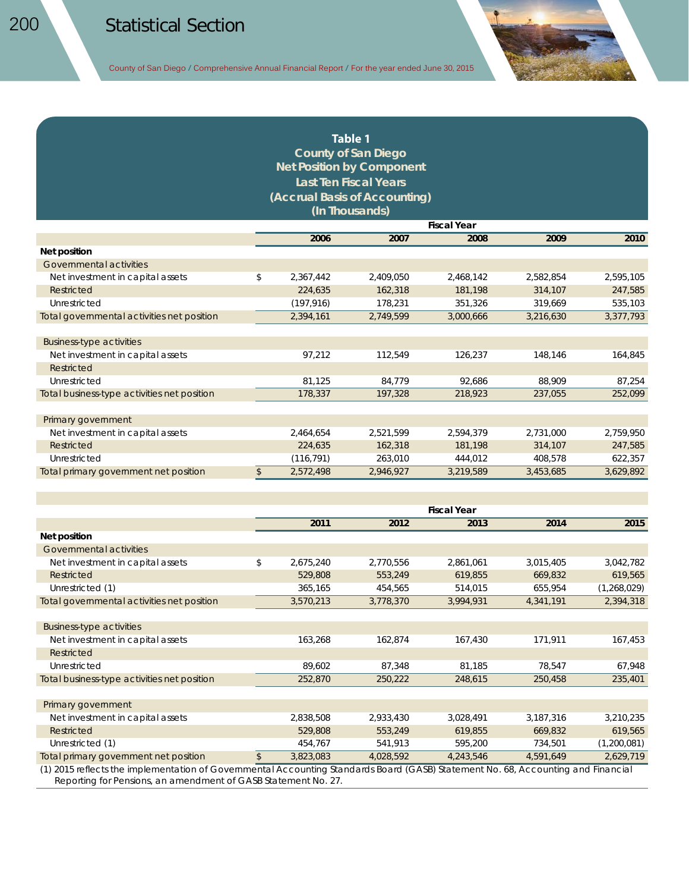# Statistical Section

County of San Diego / Comprehensive Annual Financial Report / For the year ended June 30, 2015

## Table 1
### County of San Diego
### Net Position by Component
### Last Ten Fiscal Years
### (Accrual Basis of Accounting)
### (In Thousands)

| | Fiscal Year | | | | |
|---|---|---|---|---|---|
| | **2006** | **2007** | **2008** | **2009** | **2010** |
| **Net position** | | | | | |
| Governmental activities | | | | | |
| Net investment in capital assets | $ 2,367,442 | 2,409,050 | 2,468,142 | 2,582,854 | 2,595,105 |
| Restricted | 224,635 | 162,318 | 181,198 | 314,107 | 247,585 |
| Unrestricted | (197,916) | 178,231 | 351,326 | 319,669 | 535,103 |
| Total governmental activities net position | 2,394,161 | 2,749,599 | 3,000,666 | 3,216,630 | 3,377,793 |
| | | | | | |
| Business-type activities | | | | | |
| Net investment in capital assets | 97,212 | 112,549 | 126,237 | 148,146 | 164,845 |
| Restricted | | | | | |
| Unrestricted | 81,125 | 84,779 | 92,686 | 88,909 | 87,254 |
| Total business-type activities net position | 178,337 | 197,328 | 218,923 | 237,055 | 252,099 |
| | | | | | |
| Primary government | | | | | |
| Net investment in capital assets | 2,464,654 | 2,521,599 | 2,594,379 | 2,731,000 | 2,759,950 |
| Restricted | 224,635 | 162,318 | 181,198 | 314,107 | 247,585 |
| Unrestricted | (116,791) | 263,010 | 444,012 | 408,578 | 622,357 |
| Total primary government net position | $ 2,572,498 | 2,946,927 | 3,219,589 | 3,453,685 | 3,629,892 |

| | Fiscal Year | | | | |
|---|---|---|---|---|---|
| | **2011** | **2012** | **2013** | **2014** | **2015** |
| **Net position** | | | | | |
| Governmental activities | | | | | |
| Net investment in capital assets | $ 2,675,240 | 2,770,556 | 2,861,061 | 3,015,405 | 3,042,782 |
| Restricted | 529,808 | 553,249 | 619,855 | 669,832 | 619,565 |
| Unrestricted (1) | 365,165 | 454,565 | 514,015 | 655,954 | (1,268,029) |
| Total governmental activities net position | 3,570,213 | 3,778,370 | 3,994,931 | 4,341,191 | 2,394,318 |
| | | | | | |
| Business-type activities | | | | | |
| Net investment in capital assets | 163,268 | 162,874 | 167,430 | 171,911 | 167,453 |
| Restricted | | | | | |
| Unrestricted | 89,602 | 87,348 | 81,185 | 78,547 | 67,948 |
| Total business-type activities net position | 252,870 | 250,222 | 248,615 | 250,458 | 235,401 |
| | | | | | |
| Primary government | | | | | |
| Net investment in capital assets | 2,838,508 | 2,933,430 | 3,028,491 | 3,187,316 | 3,210,235 |
| Restricted | 529,808 | 553,249 | 619,855 | 669,832 | 619,565 |
| Unrestricted (1) | 454,767 | 541,913 | 595,200 | 734,501 | (1,200,081) |
| Total primary government net position | $ 3,823,083 | 4,028,592 | 4,243,546 | 4,591,649 | 2,629,719 |

(1) 2015 reflects the implementation of Governmental Accounting Standards Board (GASB) Statement No. 68, Accounting and Financial Reporting for Pensions, an amendment of GASB Statement No. 27.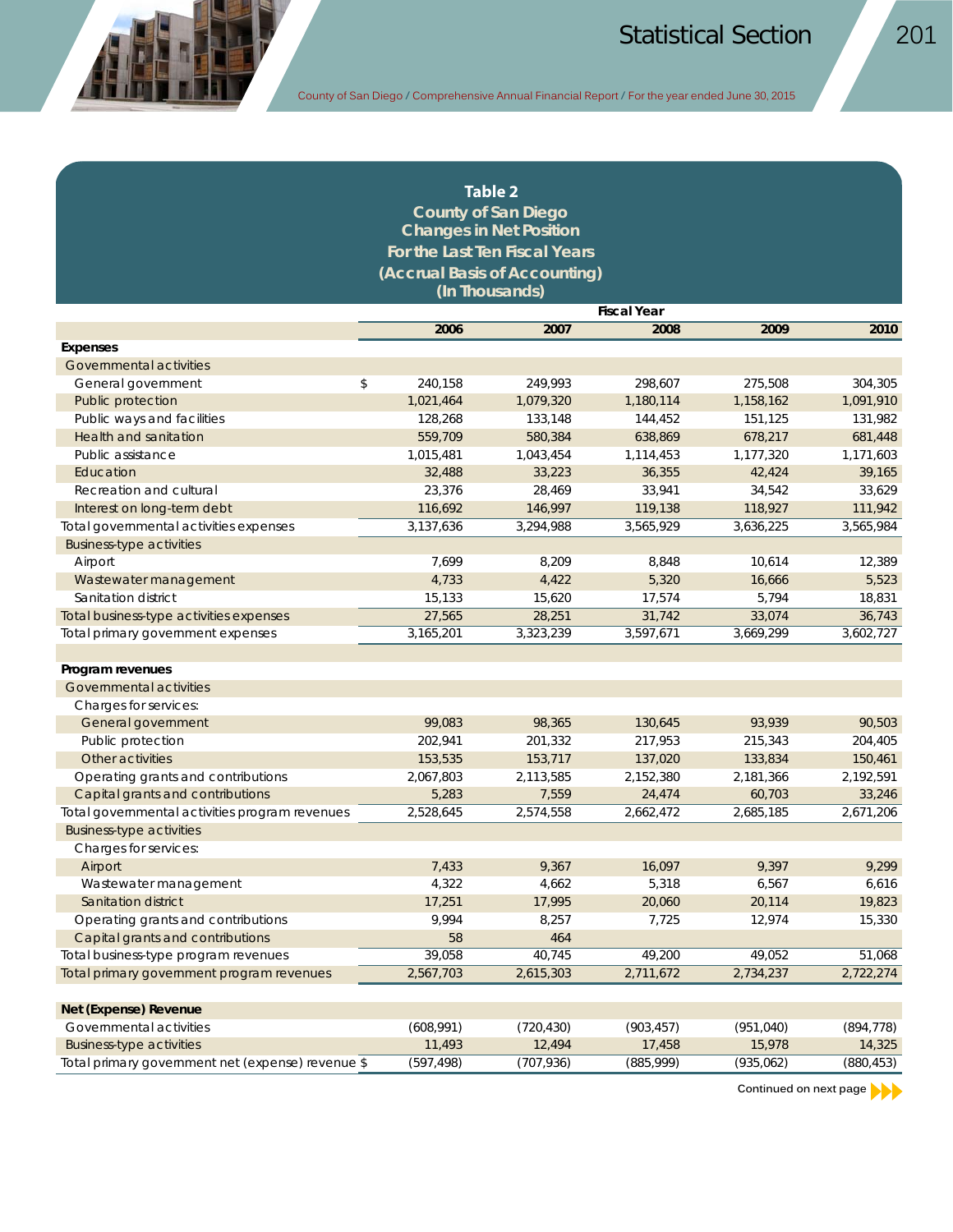# Table 2
## County of San Diego
## Changes in Net Position
## For the Last Ten Fiscal Years
## (Accrual Basis of Accounting)
## (In Thousands)

| | Fiscal Year | | | | |
|---|---|---|---|---|---|
| | 2006 | 2007 | 2008 | 2009 | 2010 |
| **Expenses** | | | | | |
| Governmental activities | | | | | |
| General government | $ 240,158 | 249,993 | 298,607 | 275,508 | 304,305 |
| Public protection | 1,021,464 | 1,079,320 | 1,180,114 | 1,158,162 | 1,091,910 |
| Public ways and facilities | 128,268 | 133,148 | 144,452 | 151,125 | 131,982 |
| Health and sanitation | 559,709 | 580,384 | 638,869 | 678,217 | 681,448 |
| Public assistance | 1,015,481 | 1,043,454 | 1,114,453 | 1,177,320 | 1,171,603 |
| Education | 32,488 | 33,223 | 36,355 | 42,424 | 39,165 |
| Recreation and cultural | 23,376 | 28,469 | 33,941 | 34,542 | 33,629 |
| Interest on long-term debt | 116,692 | 146,997 | 119,138 | 118,927 | 111,942 |
| Total governmental activities expenses | 3,137,636 | 3,294,988 | 3,565,929 | 3,636,225 | 3,565,984 |
| Business-type activities | | | | | |
| Airport | 7,699 | 8,209 | 8,848 | 10,614 | 12,389 |
| Wastewater management | 4,733 | 4,422 | 5,320 | 16,666 | 5,523 |
| Sanitation district | 15,133 | 15,620 | 17,574 | 5,794 | 18,831 |
| Total business-type activities expenses | 27,565 | 28,251 | 31,742 | 33,074 | 36,743 |
| Total primary government expenses | 3,165,201 | 3,323,239 | 3,597,671 | 3,669,299 | 3,602,727 |
| | | | | | |
| **Program revenues** | | | | | |
| Governmental activities | | | | | |
| Charges for services: | | | | | |
| General government | 99,083 | 98,365 | 130,645 | 93,939 | 90,503 |
| Public protection | 202,941 | 201,332 | 217,953 | 215,343 | 204,405 |
| Other activities | 153,535 | 153,717 | 137,020 | 133,834 | 150,461 |
| Operating grants and contributions | 2,067,803 | 2,113,585 | 2,152,380 | 2,181,366 | 2,192,591 |
| Capital grants and contributions | 5,283 | 7,559 | 24,474 | 60,703 | 33,246 |
| Total governmental activities program revenues | 2,528,645 | 2,574,558 | 2,662,472 | 2,685,185 | 2,671,206 |
| Business-type activities | | | | | |
| Charges for services: | | | | | |
| Airport | 7,433 | 9,367 | 16,097 | 9,397 | 9,299 |
| Wastewater management | 4,322 | 4,662 | 5,318 | 6,567 | 6,616 |
| Sanitation district | 17,251 | 17,995 | 20,060 | 20,114 | 19,823 |
| Operating grants and contributions | 9,994 | 8,257 | 7,725 | 12,974 | 15,330 |
| Capital grants and contributions | 58 | 464 | | | |
| Total business-type program revenues | 39,058 | 40,745 | 49,200 | 49,052 | 51,068 |
| Total primary government program revenues | 2,567,703 | 2,615,303 | 2,711,672 | 2,734,237 | 2,722,274 |
| | | | | | |
| **Net (Expense) Revenue** | | | | | |
| Governmental activities | (608,991) | (720,430) | (903,457) | (951,040) | (894,778) |
| Business-type activities | 11,493 | 12,494 | 17,458 | 15,978 | 14,325 |
| Total primary government net (expense) revenue | $ (597,498) | (707,936) | (885,999) | (935,062) | (880,453) |

Continued on next page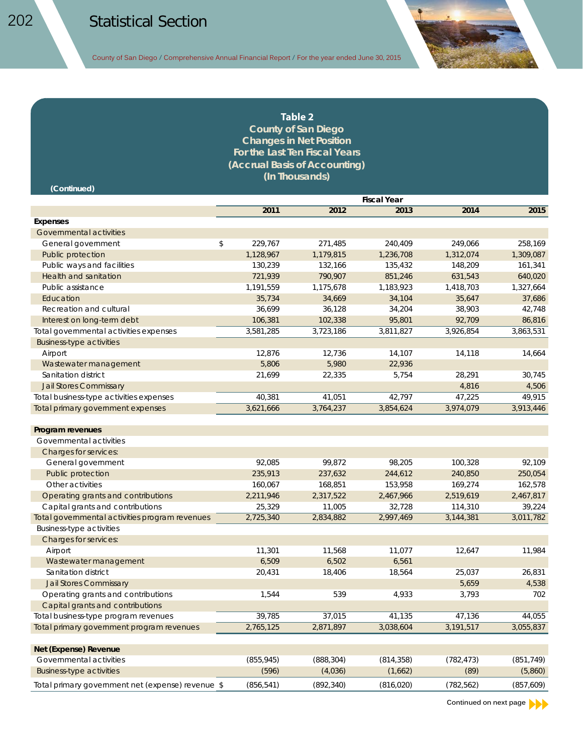## Table 2
## County of San Diego
## Changes in Net Position
## For the Last Ten Fiscal Years
## (Accrual Basis of Accounting)
## (In Thousands)

**(Continued)**

| | | Fiscal Year | | | |
|---|---|---|---|---|---|
| | 2011 | 2012 | 2013 | 2014 | 2015 |
| **Expenses** | | | | | |
| Governmental activities | | | | | |
| General government | $ 229,767 | 271,485 | 240,409 | 249,066 | 258,169 |
| Public protection | 1,128,967 | 1,179,815 | 1,236,708 | 1,312,074 | 1,309,087 |
| Public ways and facilities | 130,239 | 132,166 | 135,432 | 148,209 | 161,341 |
| Health and sanitation | 721,939 | 790,907 | 851,246 | 631,543 | 640,020 |
| Public assistance | 1,191,559 | 1,175,678 | 1,183,923 | 1,418,703 | 1,327,664 |
| Education | 35,734 | 34,669 | 34,104 | 35,647 | 37,686 |
| Recreation and cultural | 36,699 | 36,128 | 34,204 | 38,903 | 42,748 |
| Interest on long-term debt | 106,381 | 102,338 | 95,801 | 92,709 | 86,816 |
| Total governmental activities expenses | 3,581,285 | 3,723,186 | 3,811,827 | 3,926,854 | 3,863,531 |
| Business-type activities | | | | | |
| Airport | 12,876 | 12,736 | 14,107 | 14,118 | 14,664 |
| Wastewater management | 5,806 | 5,980 | 22,936 | | |
| Sanitation district | 21,699 | 22,335 | 5,754 | 28,291 | 30,745 |
| Jail Stores Commissary | | | | 4,816 | 4,506 |
| Total business-type activities expenses | 40,381 | 41,051 | 42,797 | 47,225 | 49,915 |
| Total primary government expenses | 3,621,666 | 3,764,237 | 3,854,624 | 3,974,079 | 3,913,446 |
| | | | | | |
| **Program revenues** | | | | | |
| Governmental activities | | | | | |
| Charges for services: | | | | | |
| General government | 92,085 | 99,872 | 98,205 | 100,328 | 92,109 |
| Public protection | 235,913 | 237,632 | 244,612 | 240,850 | 250,054 |
| Other activities | 160,067 | 168,851 | 153,958 | 169,274 | 162,578 |
| Operating grants and contributions | 2,211,946 | 2,317,522 | 2,467,966 | 2,519,619 | 2,467,817 |
| Capital grants and contributions | 25,329 | 11,005 | 32,728 | 114,310 | 39,224 |
| Total governmental activities program revenues | 2,725,340 | 2,834,882 | 2,997,469 | 3,144,381 | 3,011,782 |
| Business-type activities | | | | | |
| Charges for services: | | | | | |
| Airport | 11,301 | 11,568 | 11,077 | 12,647 | 11,984 |
| Wastewater management | 6,509 | 6,502 | 6,561 | | |
| Sanitation district | 20,431 | 18,406 | 18,564 | 25,037 | 26,831 |
| Jail Stores Commissary | | | | 5,659 | 4,538 |
| Operating grants and contributions | 1,544 | 539 | 4,933 | 3,793 | 702 |
| Capital grants and contributions | | | | | |
| Total business-type program revenues | 39,785 | 37,015 | 41,135 | 47,136 | 44,055 |
| Total primary government program revenues | 2,765,125 | 2,871,897 | 3,038,604 | 3,191,517 | 3,055,837 |
| | | | | | |
| **Net (Expense) Revenue** | | | | | |
| Governmental activities | (855,945) | (888,304) | (814,358) | (782,473) | (851,749) |
| Business-type activities | (596) | (4,036) | (1,662) | (89) | (5,860) |
| Total primary government net (expense) revenue | $ (856,541) | (892,340) | (816,020) | (782,562) | (857,609) |

Continued on next page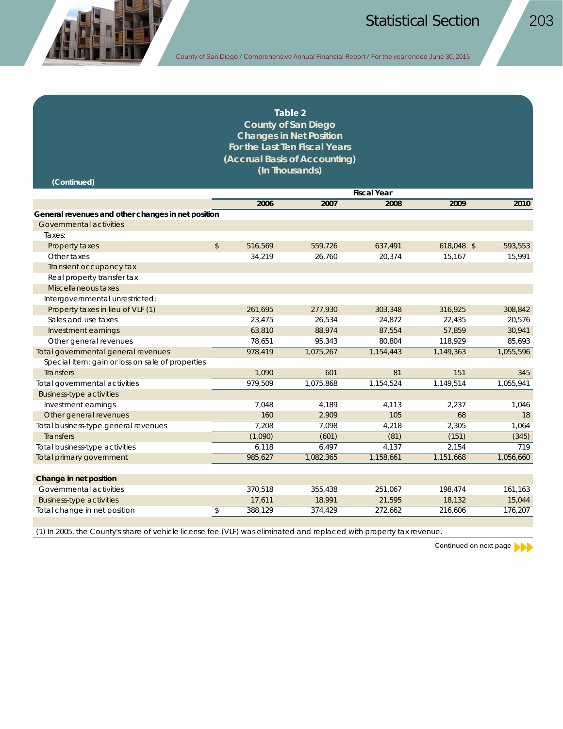## Table 2
## County of San Diego
## Changes in Net Position
## For the Last Ten Fiscal Years
## (Accrual Basis of Accounting)
## (In Thousands)

**(Continued)**

| | Fiscal Year | | | | |
|---|---|---|---|---|---|
| | 2006 | 2007 | 2008 | 2009 | 2010 |
| **General revenues and other changes in net position** | | | | | |
| Governmental activities | | | | | |
| Taxes: | | | | | |
| Property taxes | $ 516,569 | 559,726 | 637,491 | 618,048 | $ 593,553 |
| Other taxes | 34,219 | 26,760 | 20,374 | 15,167 | 15,991 |
| Transient occupancy tax | | | | | |
| Real property transfer tax | | | | | |
| Miscellaneous taxes | | | | | |
| Intergovernmental unrestricted: | | | | | |
| Property taxes in lieu of VLF (1) | 261,695 | 277,930 | 303,348 | 316,925 | 308,842 |
| Sales and use taxes | 23,475 | 26,534 | 24,872 | 22,435 | 20,576 |
| Investment earnings | 63,810 | 88,974 | 87,554 | 57,859 | 30,941 |
| Other general revenues | 78,651 | 95,343 | 80,804 | 118,929 | 85,693 |
| Total governmental general revenues | 978,419 | 1,075,267 | 1,154,443 | 1,149,363 | 1,055,596 |
| Special Item: gain or loss on sale of properties | | | | | |
| Transfers | 1,090 | 601 | 81 | 151 | 345 |
| Total governmental activities | 979,509 | 1,075,868 | 1,154,524 | 1,149,514 | 1,055,941 |
| Business-type activities | | | | | |
| Investment earnings | 7,048 | 4,189 | 4,113 | 2,237 | 1,046 |
| Other general revenues | 160 | 2,909 | 105 | 68 | 18 |
| Total business-type general revenues | 7,208 | 7,098 | 4,218 | 2,305 | 1,064 |
| Transfers | (1,090) | (601) | (81) | (151) | (345) |
| Total business-type activities | 6,118 | 6,497 | 4,137 | 2,154 | 719 |
| Total primary government | 985,627 | 1,082,365 | 1,158,661 | 1,151,668 | 1,056,660 |
| | | | | | |
| **Change in net position** | | | | | |
| Governmental activities | 370,518 | 355,438 | 251,067 | 198,474 | 161,163 |
| Business-type activities | 17,611 | 18,991 | 21,595 | 18,132 | 15,044 |
| Total change in net position | $ 388,129 | 374,429 | 272,662 | 216,606 | 176,207 |

(1) In 2005, the County's share of vehicle license fee (VLF) was eliminated and replaced with property tax revenue.

Continued on next page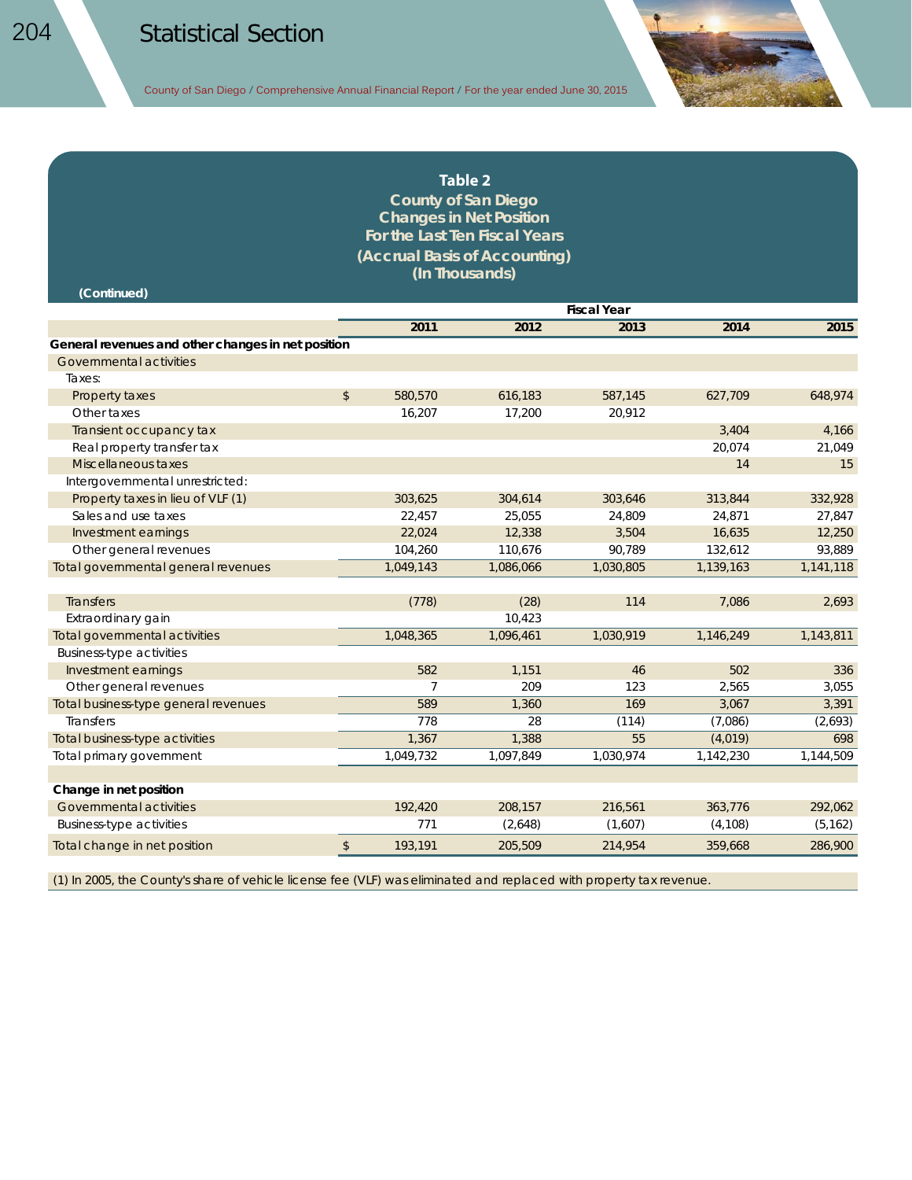## Table 2
## County of San Diego
## Changes in Net Position
## For the Last Ten Fiscal Years
## (Accrual Basis of Accounting)
## (In Thousands)

**(Continued)**

| | Fiscal Year | | | | |
|---|---|---|---|---|---|
| | **2011** | **2012** | **2013** | **2014** | **2015** |
| **General revenues and other changes in net position** | | | | | |
| Governmental activities | | | | | |
| Taxes: | | | | | |
| Property taxes | $ 580,570 | 616,183 | 587,145 | 627,709 | 648,974 |
| Other taxes | 16,207 | 17,200 | 20,912 | | |
| Transient occupancy tax | | | | 3,404 | 4,166 |
| Real property transfer tax | | | | 20,074 | 21,049 |
| Miscellaneous taxes | | | | 14 | 15 |
| Intergovernmental unrestricted: | | | | | |
| Property taxes in lieu of VLF (1) | 303,625 | 304,614 | 303,646 | 313,844 | 332,928 |
| Sales and use taxes | 22,457 | 25,055 | 24,809 | 24,871 | 27,847 |
| Investment earnings | 22,024 | 12,338 | 3,504 | 16,635 | 12,250 |
| Other general revenues | 104,260 | 110,676 | 90,789 | 132,612 | 93,889 |
| Total governmental general revenues | 1,049,143 | 1,086,066 | 1,030,805 | 1,139,163 | 1,141,118 |
| | | | | | |
| Transfers | (778) | (28) | 114 | 7,086 | 2,693 |
| Extraordinary gain | | 10,423 | | | |
| Total governmental activities | 1,048,365 | 1,096,461 | 1,030,919 | 1,146,249 | 1,143,811 |
| Business-type activities | | | | | |
| Investment earnings | 582 | 1,151 | 46 | 502 | 336 |
| Other general revenues | 7 | 209 | 123 | 2,565 | 3,055 |
| Total business-type general revenues | 589 | 1,360 | 169 | 3,067 | 3,391 |
| Transfers | 778 | 28 | (114) | (7,086) | (2,693) |
| Total business-type activities | 1,367 | 1,388 | 55 | (4,019) | 698 |
| Total primary government | 1,049,732 | 1,097,849 | 1,030,974 | 1,142,230 | 1,144,509 |
| | | | | | |
| **Change in net position** | | | | | |
| Governmental activities | 192,420 | 208,157 | 216,561 | 363,776 | 292,062 |
| Business-type activities | 771 | (2,648) | (1,607) | (4,108) | (5,162) |
| Total change in net position | $ 193,191 | 205,509 | 214,954 | 359,668 | 286,900 |

(1) In 2005, the County's share of vehicle license fee (VLF) was eliminated and replaced with property tax revenue.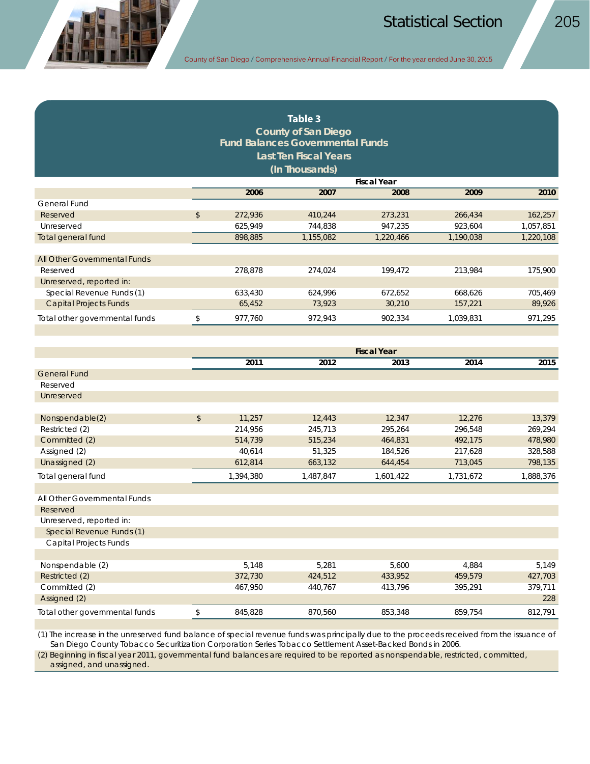## Table 3
## County of San Diego
## Fund Balances Governmental Funds
## Last Ten Fiscal Years
## (In Thousands)

| | Fiscal Year | | | | |
|---|---|---|---|---|---|
| | 2006 | 2007 | 2008 | 2009 | 2010 |
| General Fund | | | | | |
| Reserved | $ 272,936 | 410,244 | 273,231 | 266,434 | 162,257 |
| Unreserved | 625,949 | 744,838 | 947,235 | 923,604 | 1,057,851 |
| Total general fund | 898,885 | 1,155,082 | 1,220,466 | 1,190,038 | 1,220,108 |
| | | | | | |
| All Other Governmental Funds | | | | | |
| Reserved | 278,878 | 274,024 | 199,472 | 213,984 | 175,900 |
| Unreserved, reported in: | | | | | |
| Special Revenue Funds (1) | 633,430 | 624,996 | 672,652 | 668,626 | 705,469 |
| Capital Projects Funds | 65,452 | 73,923 | 30,210 | 157,221 | 89,926 |
| Total other governmental funds | $ 977,760 | 972,943 | 902,334 | 1,039,831 | 971,295 |

| | Fiscal Year | | | | |
|---|---|---|---|---|---|
| | 2011 | 2012 | 2013 | 2014 | 2015 |
| General Fund | | | | | |
| Reserved | | | | | |
| Unreserved | | | | | |
| | | | | | |
| Nonspendable(2) | $ 11,257 | 12,443 | 12,347 | 12,276 | 13,379 |
| Restricted (2) | 214,956 | 245,713 | 295,264 | 296,548 | 269,294 |
| Committed (2) | 514,739 | 515,234 | 464,831 | 492,175 | 478,980 |
| Assigned (2) | 40,614 | 51,325 | 184,526 | 217,628 | 328,588 |
| Unassigned (2) | 612,814 | 663,132 | 644,454 | 713,045 | 798,135 |
| Total general fund | 1,394,380 | 1,487,847 | 1,601,422 | 1,731,672 | 1,888,376 |
| | | | | | |
| All Other Governmental Funds | | | | | |
| Reserved | | | | | |
| Unreserved, reported in: | | | | | |
| Special Revenue Funds (1) | | | | | |
| Capital Projects Funds | | | | | |
| | | | | | |
| Nonspendable (2) | 5,148 | 5,281 | 5,600 | 4,884 | 5,149 |
| Restricted (2) | 372,730 | 424,512 | 433,952 | 459,579 | 427,703 |
| Committed (2) | 467,950 | 440,767 | 413,796 | 395,291 | 379,711 |
| Assigned (2) | | | | | 228 |
| Total other governmental funds | $ 845,828 | 870,560 | 853,348 | 859,754 | 812,791 |

(1) The increase in the unreserved fund balance of special revenue funds was principally due to the proceeds received from the issuance of San Diego County Tobacco Securitization Corporation Series Tobacco Settlement Asset-Backed Bonds in 2006.

(2) Beginning in fiscal year 2011, governmental fund balances are required to be reported as nonspendable, restricted, committed, assigned, and unassigned.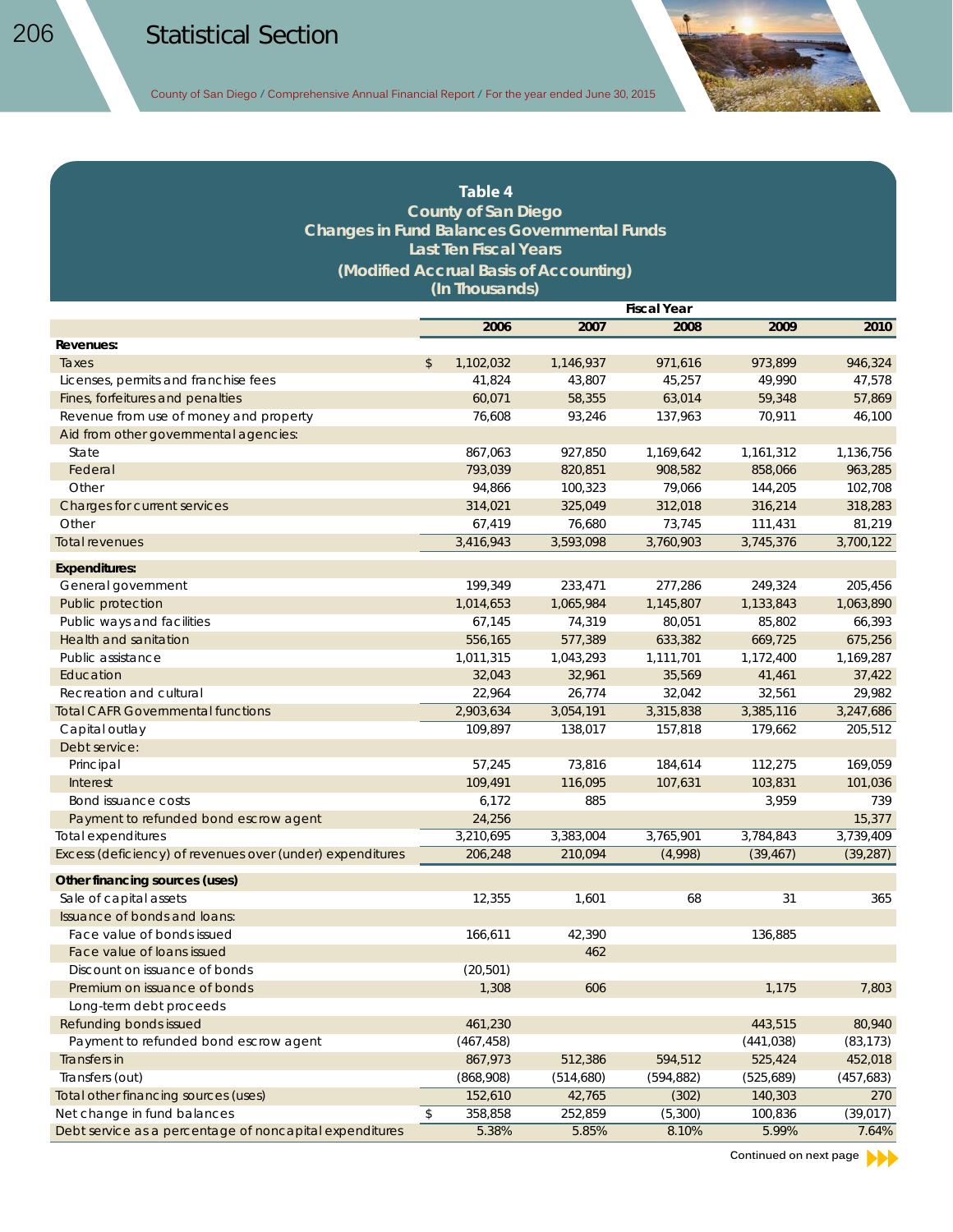## Table 4
## County of San Diego
## Changes in Fund Balances Governmental Funds
## Last Ten Fiscal Years
## (Modified Accrual Basis of Accounting)
## (In Thousands)

| | Fiscal Year | | | | |
|---|---|---|---|---|---|
| | 2006 | 2007 | 2008 | 2009 | 2010 |
| **Revenues:** | | | | | |
| Taxes | $ 1,102,032 | 1,146,937 | 971,616 | 973,899 | 946,324 |
| Licenses, permits and franchise fees | 41,824 | 43,807 | 45,257 | 49,990 | 47,578 |
| Fines, forfeitures and penalties | 60,071 | 58,355 | 63,014 | 59,348 | 57,869 |
| Revenue from use of money and property | 76,608 | 93,246 | 137,963 | 70,911 | 46,100 |
| Aid from other governmental agencies: | | | | | |
| State | 867,063 | 927,850 | 1,169,642 | 1,161,312 | 1,136,756 |
| Federal | 793,039 | 820,851 | 908,582 | 858,066 | 963,285 |
| Other | 94,866 | 100,323 | 79,066 | 144,205 | 102,708 |
| Charges for current services | 314,021 | 325,049 | 312,018 | 316,214 | 318,283 |
| Other | 67,419 | 76,680 | 73,745 | 111,431 | 81,219 |
| Total revenues | 3,416,943 | 3,593,098 | 3,760,903 | 3,745,376 | 3,700,122 |
| **Expenditures:** | | | | | |
| General government | 199,349 | 233,471 | 277,286 | 249,324 | 205,456 |
| Public protection | 1,014,653 | 1,065,984 | 1,145,807 | 1,133,843 | 1,063,890 |
| Public ways and facilities | 67,145 | 74,319 | 80,051 | 85,802 | 66,393 |
| Health and sanitation | 556,165 | 577,389 | 633,382 | 669,725 | 675,256 |
| Public assistance | 1,011,315 | 1,043,293 | 1,111,701 | 1,172,400 | 1,169,287 |
| Education | 32,043 | 32,961 | 35,569 | 41,461 | 37,422 |
| Recreation and cultural | 22,964 | 26,774 | 32,042 | 32,561 | 29,982 |
| Total CAFR Governmental functions | 2,903,634 | 3,054,191 | 3,315,838 | 3,385,116 | 3,247,686 |
| Capital outlay | 109,897 | 138,017 | 157,818 | 179,662 | 205,512 |
| Debt service: | | | | | |
| Principal | 57,245 | 73,816 | 184,614 | 112,275 | 169,059 |
| Interest | 109,491 | 116,095 | 107,631 | 103,831 | 101,036 |
| Bond issuance costs | 6,172 | 885 | | 3,959 | 739 |
| Payment to refunded bond escrow agent | 24,256 | | | | 15,377 |
| Total expenditures | 3,210,695 | 3,383,004 | 3,765,901 | 3,784,843 | 3,739,409 |
| Excess (deficiency) of revenues over (under) expenditures | 206,248 | 210,094 | (4,998) | (39,467) | (39,287) |
| **Other financing sources (uses)** | | | | | |
| Sale of capital assets | 12,355 | 1,601 | 68 | 31 | 365 |
| Issuance of bonds and loans: | | | | | |
| Face value of bonds issued | 166,611 | 42,390 | | 136,885 | |
| Face value of loans issued | | 462 | | | |
| Discount on issuance of bonds | (20,501) | | | | |
| Premium on issuance of bonds | 1,308 | 606 | | 1,175 | 7,803 |
| Long-term debt proceeds | | | | | |
| Refunding bonds issued | 461,230 | | | 443,515 | 80,940 |
| Payment to refunded bond escrow agent | (467,458) | | | (441,038) | (83,173) |
| Transfers in | 867,973 | 512,386 | 594,512 | 525,424 | 452,018 |
| Transfers (out) | (868,908) | (514,680) | (594,882) | (525,689) | (457,683) |
| Total other financing sources (uses) | 152,610 | 42,765 | (302) | 140,303 | 270 |
| Net change in fund balances | $ 358,858 | 252,859 | (5,300) | 100,836 | (39,017) |
| Debt service as a percentage of noncapital expenditures | 5.38% | 5.85% | 8.10% | 5.99% | 7.64% |

Continued on next page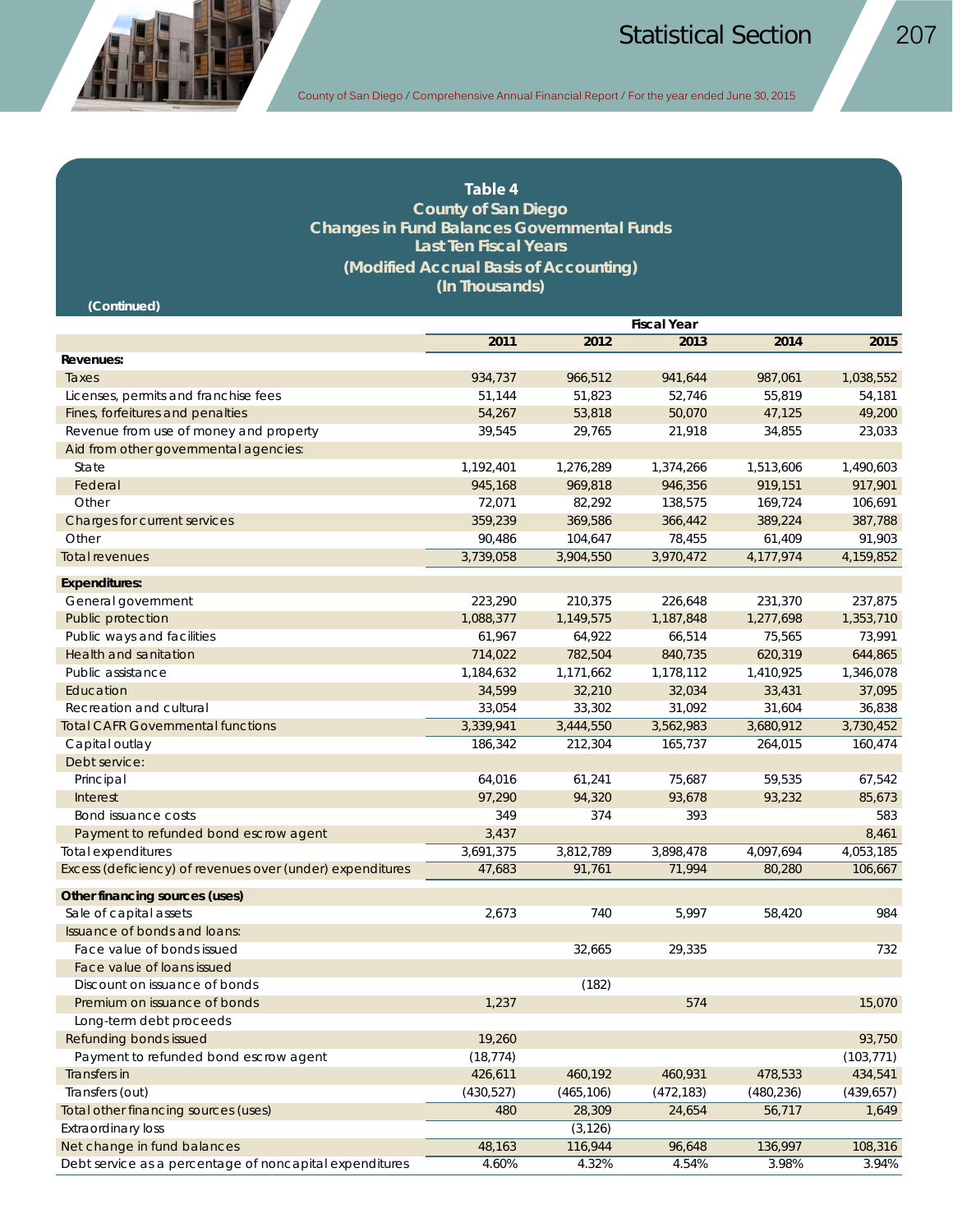## Table 4
## County of San Diego
## Changes in Fund Balances Governmental Funds
## Last Ten Fiscal Years
## (Modified Accrual Basis of Accounting)
## (In Thousands)

**(Continued)**

| | Fiscal Year | | | | |
|---|---|---|---|---|---|
| | **2011** | **2012** | **2013** | **2014** | **2015** |
| **Revenues:** | | | | | |
| Taxes | 934,737 | 966,512 | 941,644 | 987,061 | 1,038,552 |
| Licenses, permits and franchise fees | 51,144 | 51,823 | 52,746 | 55,819 | 54,181 |
| Fines, forfeitures and penalties | 54,267 | 53,818 | 50,070 | 47,125 | 49,200 |
| Revenue from use of money and property | 39,545 | 29,765 | 21,918 | 34,855 | 23,033 |
| Aid from other governmental agencies: | | | | | |
| State | 1,192,401 | 1,276,289 | 1,374,266 | 1,513,606 | 1,490,603 |
| Federal | 945,168 | 969,818 | 946,356 | 919,151 | 917,901 |
| Other | 72,071 | 82,292 | 138,575 | 169,724 | 106,691 |
| Charges for current services | 359,239 | 369,586 | 366,442 | 389,224 | 387,788 |
| Other | 90,486 | 104,647 | 78,455 | 61,409 | 91,903 |
| Total revenues | 3,739,058 | 3,904,550 | 3,970,472 | 4,177,974 | 4,159,852 |
| **Expenditures:** | | | | | |
| General government | 223,290 | 210,375 | 226,648 | 231,370 | 237,875 |
| Public protection | 1,088,377 | 1,149,575 | 1,187,848 | 1,277,698 | 1,353,710 |
| Public ways and facilities | 61,967 | 64,922 | 66,514 | 75,565 | 73,991 |
| Health and sanitation | 714,022 | 782,504 | 840,735 | 620,319 | 644,865 |
| Public assistance | 1,184,632 | 1,171,662 | 1,178,112 | 1,410,925 | 1,346,078 |
| Education | 34,599 | 32,210 | 32,034 | 33,431 | 37,095 |
| Recreation and cultural | 33,054 | 33,302 | 31,092 | 31,604 | 36,838 |
| Total CAFR Governmental functions | 3,339,941 | 3,444,550 | 3,562,983 | 3,680,912 | 3,730,452 |
| Capital outlay | 186,342 | 212,304 | 165,737 | 264,015 | 160,474 |
| Debt service: | | | | | |
| Principal | 64,016 | 61,241 | 75,687 | 59,535 | 67,542 |
| Interest | 97,290 | 94,320 | 93,678 | 93,232 | 85,673 |
| Bond issuance costs | 349 | 374 | 393 | | 583 |
| Payment to refunded bond escrow agent | 3,437 | | | | 8,461 |
| Total expenditures | 3,691,375 | 3,812,789 | 3,898,478 | 4,097,694 | 4,053,185 |
| Excess (deficiency) of revenues over (under) expenditures | 47,683 | 91,761 | 71,994 | 80,280 | 106,667 |
| **Other financing sources (uses)** | | | | | |
| Sale of capital assets | 2,673 | 740 | 5,997 | 58,420 | 984 |
| Issuance of bonds and loans: | | | | | |
| Face value of bonds issued | | 32,665 | 29,335 | | 732 |
| Face value of loans issued | | | | | |
| Discount on issuance of bonds | | (182) | | | |
| Premium on issuance of bonds | 1,237 | | 574 | | 15,070 |
| Long-term debt proceeds | | | | | |
| Refunding bonds issued | 19,260 | | | | 93,750 |
| Payment to refunded bond escrow agent | (18,774) | | | | (103,771) |
| Transfers in | 426,611 | 460,192 | 460,931 | 478,533 | 434,541 |
| Transfers (out) | (430,527) | (465,106) | (472,183) | (480,236) | (439,657) |
| Total other financing sources (uses) | 480 | 28,309 | 24,654 | 56,717 | 1,649 |
| Extraordinary loss | | (3,126) | | | |
| Net change in fund balances | 48,163 | 116,944 | 96,648 | 136,997 | 108,316 |
| Debt service as a percentage of noncapital expenditures | 4.60% | 4.32% | 4.54% | 3.98% | 3.94% |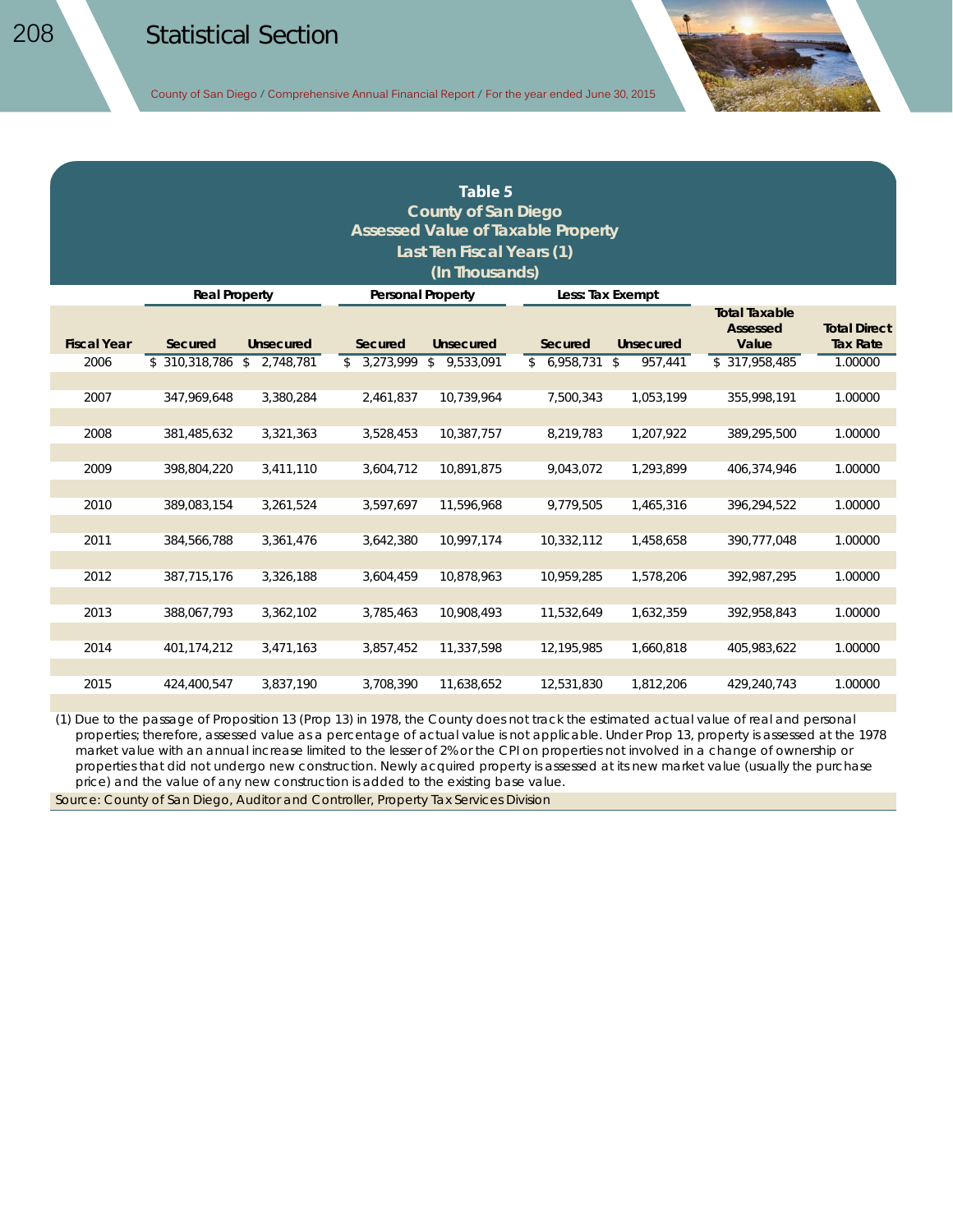# Table 5
## County of San Diego
## Assessed Value of Taxable Property
## Last Ten Fiscal Years (1)
## (In Thousands)

| | Real Property | | Personal Property | | Less: Tax Exempt | | | |
|---|---|---|---|---|---|---|---|---|
| Fiscal Year | Secured | Unsecured | Secured | Unsecured | Secured | Unsecured | Total Taxable Assessed Value | Total Direct Tax Rate |
| 2006 | $ 310,318,786 | $ 2,748,781 | $ 3,273,999 | $ 9,533,091 | $ 6,958,731 | $ 957,441 | $ 317,958,485 | 1.00000 |
| 2007 | 347,969,648 | 3,380,284 | 2,461,837 | 10,739,964 | 7,500,343 | 1,053,199 | 355,998,191 | 1.00000 |
| 2008 | 381,485,632 | 3,321,363 | 3,528,453 | 10,387,757 | 8,219,783 | 1,207,922 | 389,295,500 | 1.00000 |
| 2009 | 398,804,220 | 3,411,110 | 3,604,712 | 10,891,875 | 9,043,072 | 1,293,899 | 406,374,946 | 1.00000 |
| 2010 | 389,083,154 | 3,261,524 | 3,597,697 | 11,596,968 | 9,779,505 | 1,465,316 | 396,294,522 | 1.00000 |
| 2011 | 384,566,788 | 3,361,476 | 3,642,380 | 10,997,174 | 10,332,112 | 1,458,658 | 390,777,048 | 1.00000 |
| 2012 | 387,715,176 | 3,326,188 | 3,604,459 | 10,878,963 | 10,959,285 | 1,578,206 | 392,987,295 | 1.00000 |
| 2013 | 388,067,793 | 3,362,102 | 3,785,463 | 10,908,493 | 11,532,649 | 1,632,359 | 392,958,843 | 1.00000 |
| 2014 | 401,174,212 | 3,471,163 | 3,857,452 | 11,337,598 | 12,195,985 | 1,660,818 | 405,983,622 | 1.00000 |
| 2015 | 424,400,547 | 3,837,190 | 3,708,390 | 11,638,652 | 12,531,830 | 1,812,206 | 429,240,743 | 1.00000 |

(1) Due to the passage of Proposition 13 (Prop 13) in 1978, the County does not track the estimated actual value of real and personal properties; therefore, assessed value as a percentage of actual value is not applicable. Under Prop 13, property is assessed at the 1978 market value with an annual increase limited to the lesser of 2% or the CPI on properties not involved in a change of ownership or properties that did not undergo new construction. Newly acquired property is assessed at its new market value (usually the purchase price) and the value of any new construction is added to the existing base value.

Source: County of San Diego, Auditor and Controller, Property Tax Services Division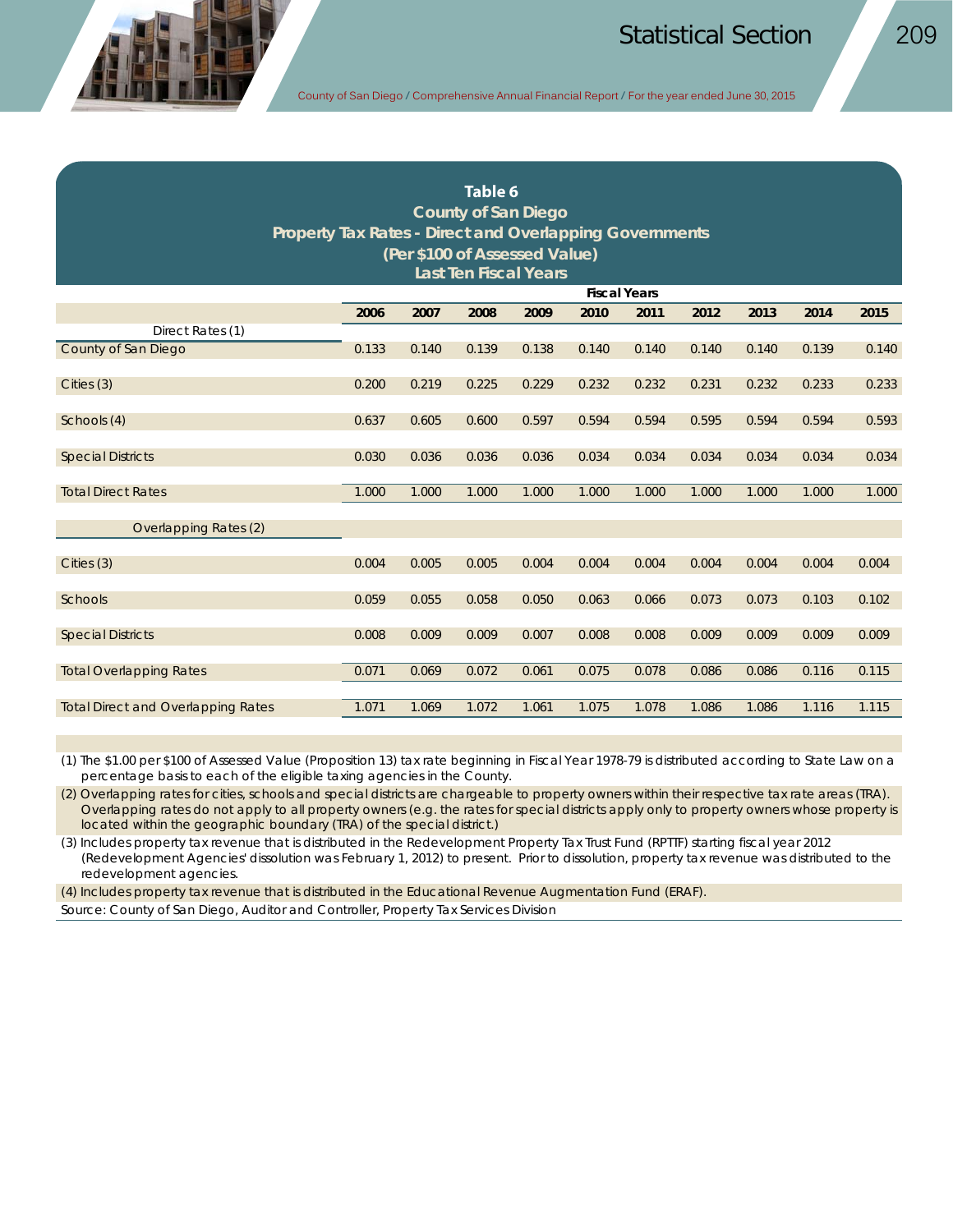# Table 6
## County of San Diego
## Property Tax Rates - Direct and Overlapping Governments
## (Per $100 of Assessed Value)
## Last Ten Fiscal Years

| | Fiscal Years | | | | | | | | | |
|---|---|---|---|---|---|---|---|---|---|---|
| | 2006 | 2007 | 2008 | 2009 | 2010 | 2011 | 2012 | 2013 | 2014 | 2015 |
| Direct Rates (1) | | | | | | | | | | |
| County of San Diego | 0.133 | 0.140 | 0.139 | 0.138 | 0.140 | 0.140 | 0.140 | 0.140 | 0.139 | 0.140 |
| Cities (3) | 0.200 | 0.219 | 0.225 | 0.229 | 0.232 | 0.232 | 0.231 | 0.232 | 0.233 | 0.233 |
| Schools (4) | 0.637 | 0.605 | 0.600 | 0.597 | 0.594 | 0.594 | 0.595 | 0.594 | 0.594 | 0.593 |
| Special Districts | 0.030 | 0.036 | 0.036 | 0.036 | 0.034 | 0.034 | 0.034 | 0.034 | 0.034 | 0.034 |
| Total Direct Rates | 1.000 | 1.000 | 1.000 | 1.000 | 1.000 | 1.000 | 1.000 | 1.000 | 1.000 | 1.000 |
| Overlapping Rates (2) | | | | | | | | | | |
| Cities (3) | 0.004 | 0.005 | 0.005 | 0.004 | 0.004 | 0.004 | 0.004 | 0.004 | 0.004 | 0.004 |
| Schools | 0.059 | 0.055 | 0.058 | 0.050 | 0.063 | 0.066 | 0.073 | 0.073 | 0.103 | 0.102 |
| Special Districts | 0.008 | 0.009 | 0.009 | 0.007 | 0.008 | 0.008 | 0.009 | 0.009 | 0.009 | 0.009 |
| Total Overlapping Rates | 0.071 | 0.069 | 0.072 | 0.061 | 0.075 | 0.078 | 0.086 | 0.086 | 0.116 | 0.115 |
| Total Direct and Overlapping Rates | 1.071 | 1.069 | 1.072 | 1.061 | 1.075 | 1.078 | 1.086 | 1.086 | 1.116 | 1.115 |

(1) The $1.00 per $100 of Assessed Value (Proposition 13) tax rate beginning in Fiscal Year 1978-79 is distributed according to State Law on a percentage basis to each of the eligible taxing agencies in the County.

(2) Overlapping rates for cities, schools and special districts are chargeable to property owners within their respective tax rate areas (TRA). Overlapping rates do not apply to all property owners (e.g. the rates for special districts apply only to property owners whose property is located within the geographic boundary (TRA) of the special district.)

(3) Includes property tax revenue that is distributed in the Redevelopment Property Tax Trust Fund (RPTTF) starting fiscal year 2012 (Redevelopment Agencies' dissolution was February 1, 2012) to present. Prior to dissolution, property tax revenue was distributed to the redevelopment agencies.

(4) Includes property tax revenue that is distributed in the Educational Revenue Augmentation Fund (ERAF).

Source: County of San Diego, Auditor and Controller, Property Tax Services Division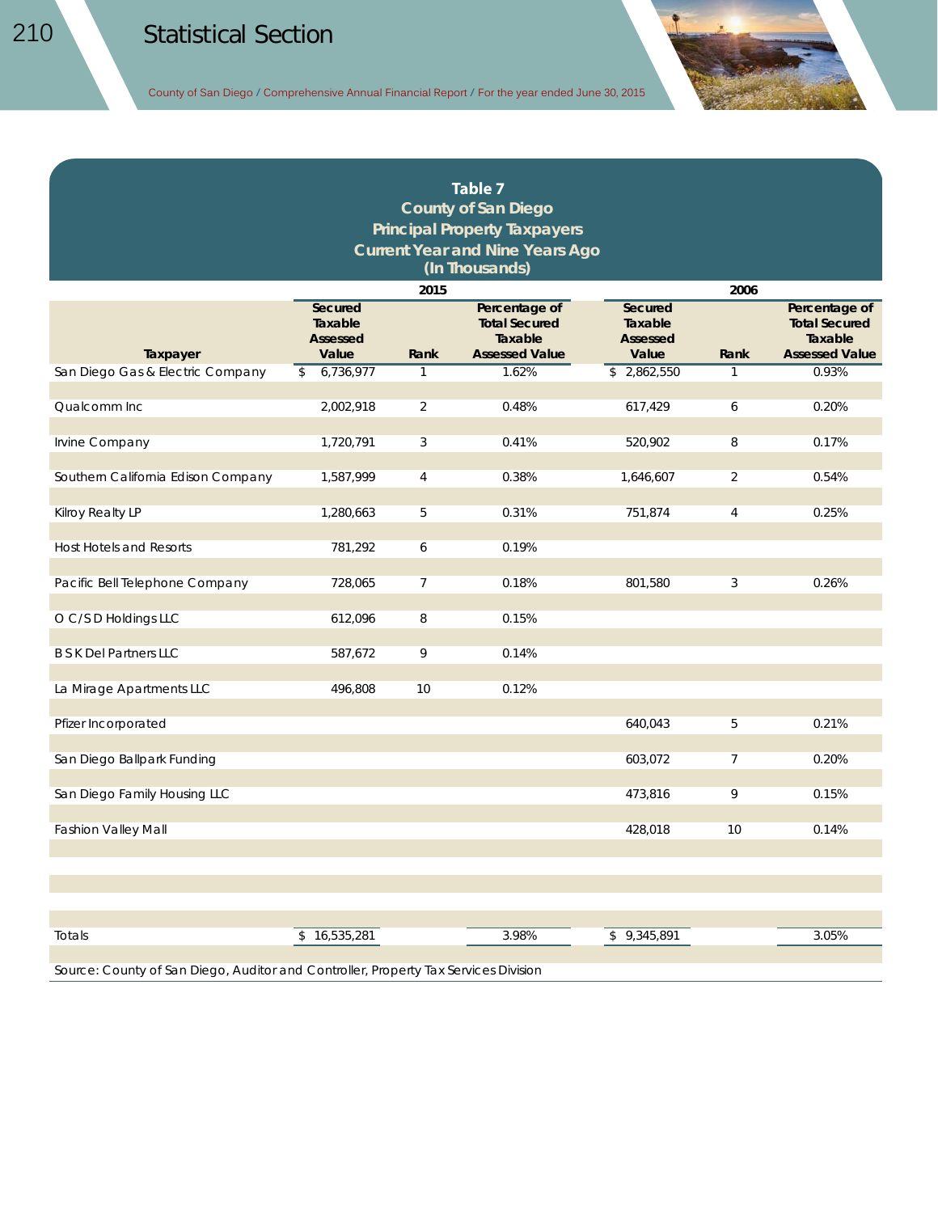# Table 7
## County of San Diego
## Principal Property Taxpayers
## Current Year and Nine Years Ago
## (In Thousands)

| | 2015 | | | 2006 | | |
|---|---|---|---|---|---|---|
| Taxpayer | Secured Taxable Assessed Value | Rank | Percentage of Total Secured Taxable Assessed Value | Secured Taxable Assessed Value | Rank | Percentage of Total Secured Taxable Assessed Value |
| San Diego Gas & Electric Company | $ 6,736,977 | 1 | 1.62% | $ 2,862,550 | 1 | 0.93% |
| Qualcomm Inc | 2,002,918 | 2 | 0.48% | 617,429 | 6 | 0.20% |
| Irvine Company | 1,720,791 | 3 | 0.41% | 520,902 | 8 | 0.17% |
| Southern California Edison Company | 1,587,999 | 4 | 0.38% | 1,646,607 | 2 | 0.54% |
| Kilroy Realty LP | 1,280,663 | 5 | 0.31% | 751,874 | 4 | 0.25% |
| Host Hotels and Resorts | 781,292 | 6 | 0.19% | | | |
| Pacific Bell Telephone Company | 728,065 | 7 | 0.18% | 801,580 | 3 | 0.26% |
| O C/S D Holdings LLC | 612,096 | 8 | 0.15% | | | |
| B S K Del Partners LLC | 587,672 | 9 | 0.14% | | | |
| La Mirage Apartments LLC | 496,808 | 10 | 0.12% | | | |
| Pfizer Incorporated | | | | 640,043 | 5 | 0.21% |
| San Diego Ballpark Funding | | | | 603,072 | 7 | 0.20% |
| San Diego Family Housing LLC | | | | 473,816 | 9 | 0.15% |
| Fashion Valley Mall | | | | 428,018 | 10 | 0.14% |
| Totals | $ 16,535,281 | | 3.98% | $ 9,345,891 | | 3.05% |

Source: County of San Diego, Auditor and Controller, Property Tax Services Division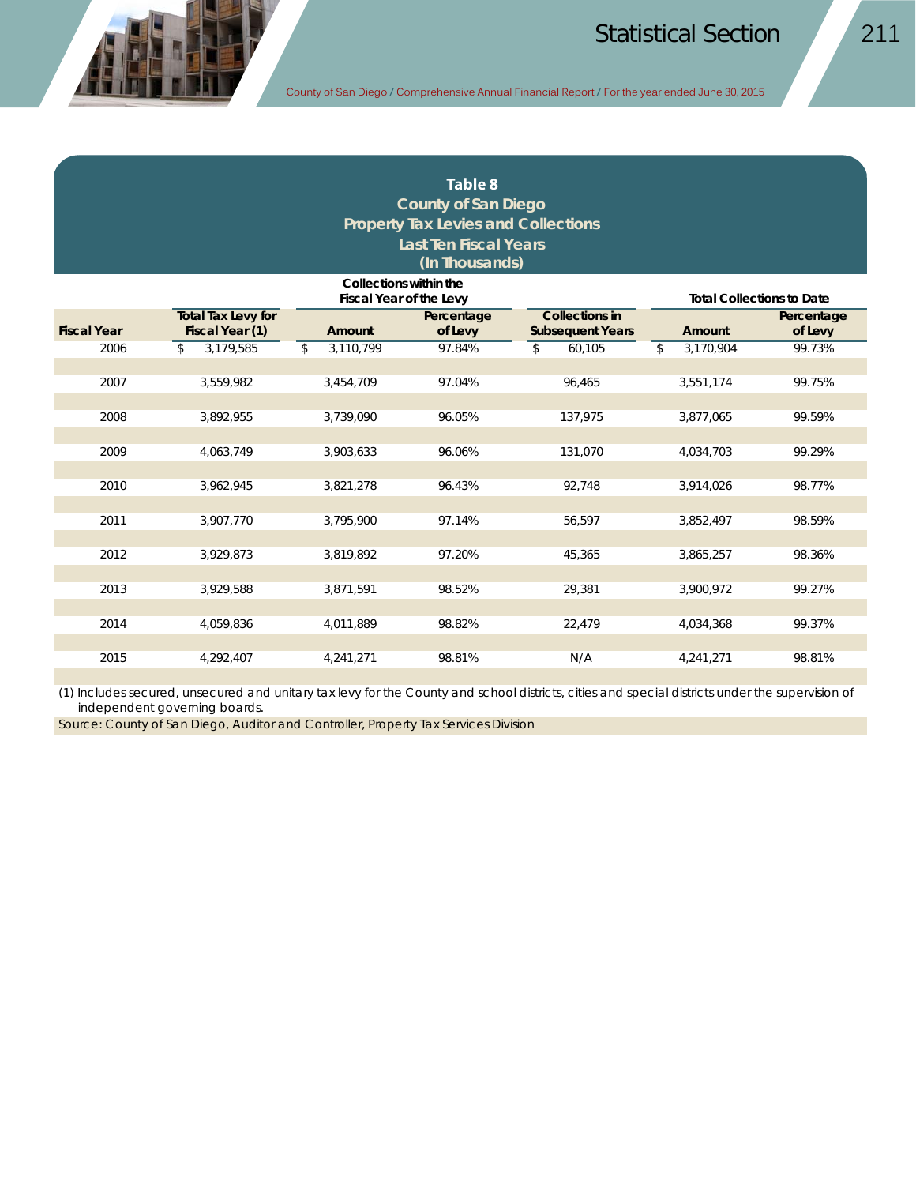# Table 8
## County of San Diego
## Property Tax Levies and Collections
## Last Ten Fiscal Years
## (In Thousands)

| Fiscal Year | Total Tax Levy for Fiscal Year (1) | Collections within the Fiscal Year of the Levy | | Collections in Subsequent Years | Total Collections to Date | |
|---|---|---|---|---|---|---|
| | | Amount | Percentage of Levy | | Amount | Percentage of Levy |
| 2006 | $ 3,179,585 | $ 3,110,799 | 97.84% | $ 60,105 | $ 3,170,904 | 99.73% |
| 2007 | 3,559,982 | 3,454,709 | 97.04% | 96,465 | 3,551,174 | 99.75% |
| 2008 | 3,892,955 | 3,739,090 | 96.05% | 137,975 | 3,877,065 | 99.59% |
| 2009 | 4,063,749 | 3,903,633 | 96.06% | 131,070 | 4,034,703 | 99.29% |
| 2010 | 3,962,945 | 3,821,278 | 96.43% | 92,748 | 3,914,026 | 98.77% |
| 2011 | 3,907,770 | 3,795,900 | 97.14% | 56,597 | 3,852,497 | 98.59% |
| 2012 | 3,929,873 | 3,819,892 | 97.20% | 45,365 | 3,865,257 | 98.36% |
| 2013 | 3,929,588 | 3,871,591 | 98.52% | 29,381 | 3,900,972 | 99.27% |
| 2014 | 4,059,836 | 4,011,889 | 98.82% | 22,479 | 4,034,368 | 99.37% |
| 2015 | 4,292,407 | 4,241,271 | 98.81% | N/A | 4,241,271 | 98.81% |

(1) Includes secured, unsecured and unitary tax levy for the County and school districts, cities and special districts under the supervision of independent governing boards.

Source: County of San Diego, Auditor and Controller, Property Tax Services Division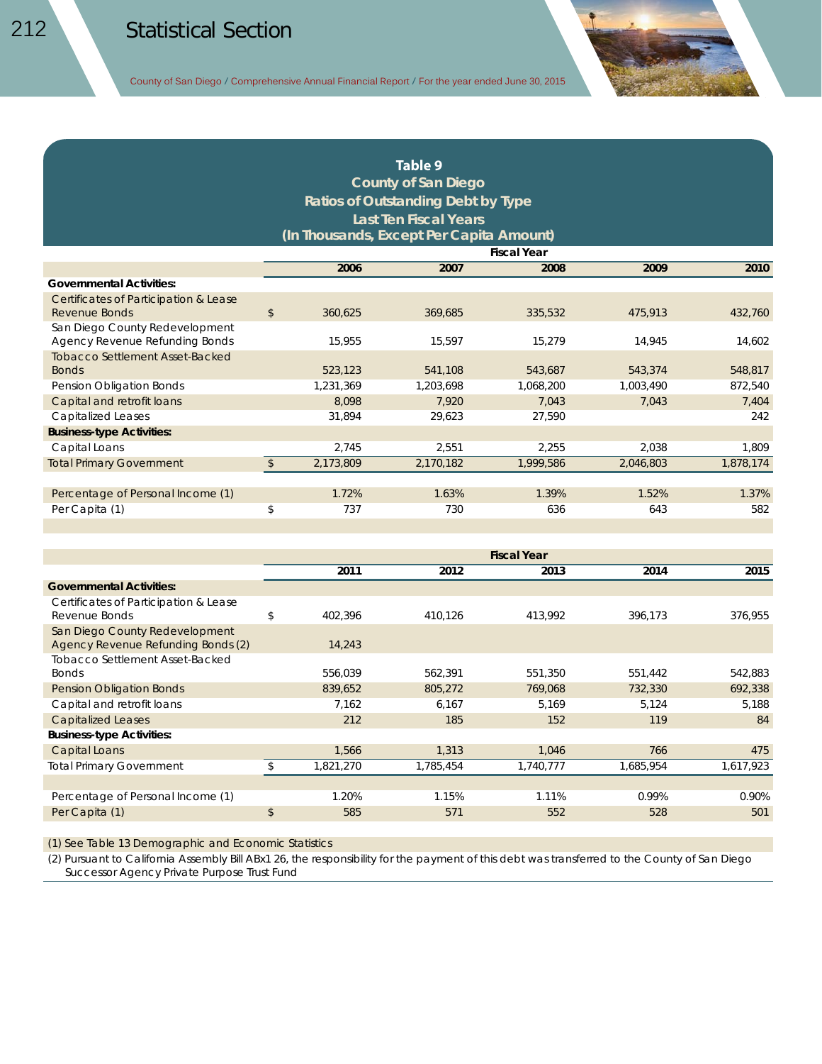# Statistical Section

## Table 9
## County of San Diego
## Ratios of Outstanding Debt by Type
## Last Ten Fiscal Years
## (In Thousands, Except Per Capita Amount)

| | Fiscal Year | | | | |
|---|---|---|---|---|---|
| | 2006 | 2007 | 2008 | 2009 | 2010 |
| **Governmental Activities:** | | | | | |
| Certificates of Participation & Lease Revenue Bonds | $ 360,625 | 369,685 | 335,532 | 475,913 | 432,760 |
| San Diego County Redevelopment Agency Revenue Refunding Bonds | 15,955 | 15,597 | 15,279 | 14,945 | 14,602 |
| Tobacco Settlement Asset-Backed Bonds | 523,123 | 541,108 | 543,687 | 543,374 | 548,817 |
| Pension Obligation Bonds | 1,231,369 | 1,203,698 | 1,068,200 | 1,003,490 | 872,540 |
| Capital and retrofit loans | 8,098 | 7,920 | 7,043 | 7,043 | 7,404 |
| Capitalized Leases | 31,894 | 29,623 | 27,590 | | 242 |
| **Business-type Activities:** | | | | | |
| Capital Loans | 2,745 | 2,551 | 2,255 | 2,038 | 1,809 |
| Total Primary Government | $ 2,173,809 | 2,170,182 | 1,999,586 | 2,046,803 | 1,878,174 |
| | | | | | |
| Percentage of Personal Income (1) | 1.72% | 1.63% | 1.39% | 1.52% | 1.37% |
| Per Capita (1) | $ 737 | 730 | 636 | 643 | 582 |

| | Fiscal Year | | | | |
|---|---|---|---|---|---|
| | 2011 | 2012 | 2013 | 2014 | 2015 |
| **Governmental Activities:** | | | | | |
| Certificates of Participation & Lease Revenue Bonds | $ 402,396 | 410,126 | 413,992 | 396,173 | 376,955 |
| San Diego County Redevelopment Agency Revenue Refunding Bonds (2) | 14,243 | | | | |
| Tobacco Settlement Asset-Backed Bonds | 556,039 | 562,391 | 551,350 | 551,442 | 542,883 |
| Pension Obligation Bonds | 839,652 | 805,272 | 769,068 | 732,330 | 692,338 |
| Capital and retrofit loans | 7,162 | 6,167 | 5,169 | 5,124 | 5,188 |
| Capitalized Leases | 212 | 185 | 152 | 119 | 84 |
| **Business-type Activities:** | | | | | |
| Capital Loans | 1,566 | 1,313 | 1,046 | 766 | 475 |
| Total Primary Government | $ 1,821,270 | 1,785,454 | 1,740,777 | 1,685,954 | 1,617,923 |
| | | | | | |
| Percentage of Personal Income (1) | 1.20% | 1.15% | 1.11% | 0.99% | 0.90% |
| Per Capita (1) | $ 585 | 571 | 552 | 528 | 501 |

(1) See Table 13 Demographic and Economic Statistics

(2) Pursuant to California Assembly Bill ABx1 26, the responsibility for the payment of this debt was transferred to the County of San Diego Successor Agency Private Purpose Trust Fund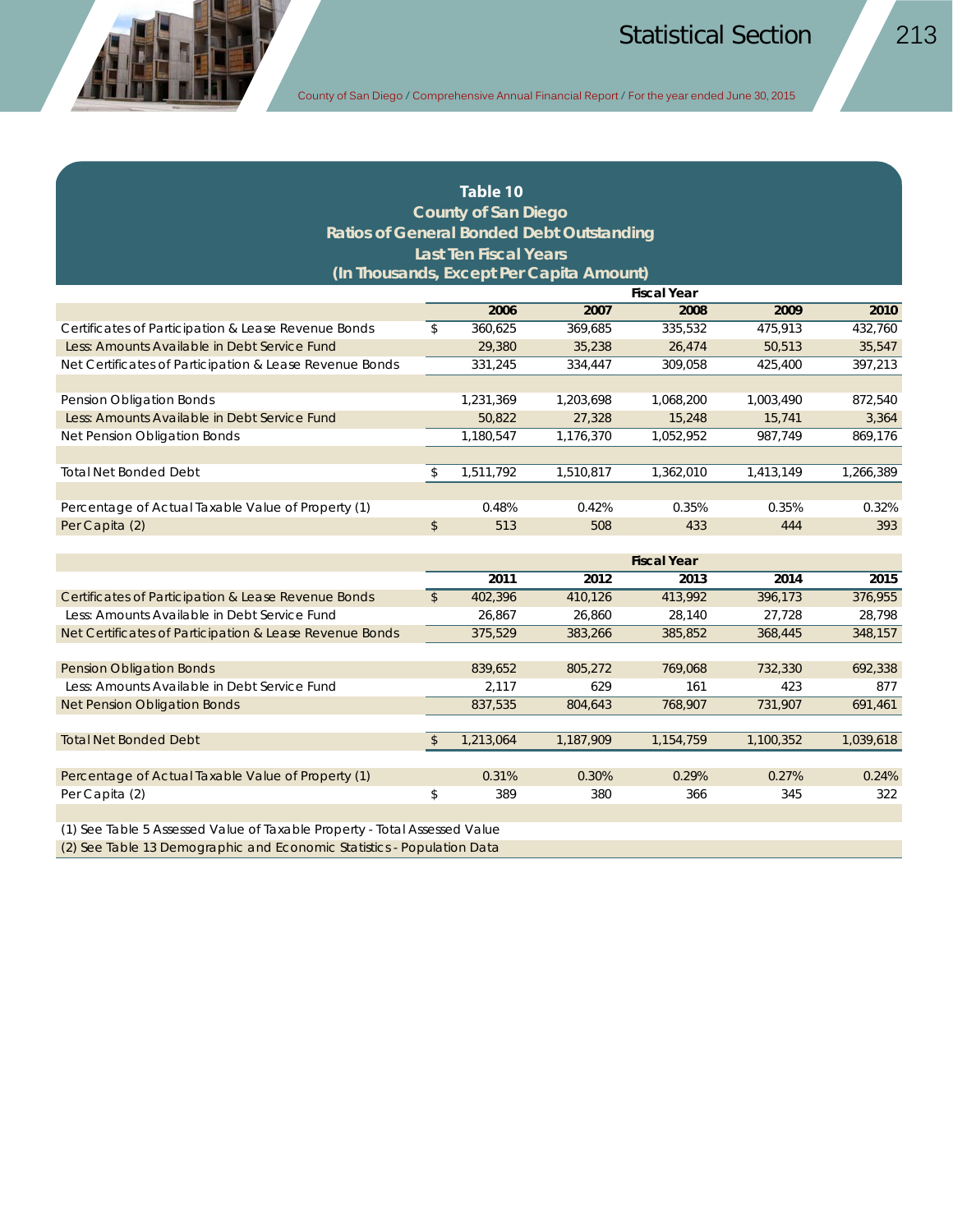## Table 10
## County of San Diego
## Ratios of General Bonded Debt Outstanding
## Last Ten Fiscal Years
## (In Thousands, Except Per Capita Amount)

| | Fiscal Year | | | | |
|---|---|---|---|---|---|
| | 2006 | 2007 | 2008 | 2009 | 2010 |
| Certificates of Participation & Lease Revenue Bonds | $ 360,625 | 369,685 | 335,532 | 475,913 | 432,760 |
| Less: Amounts Available in Debt Service Fund | 29,380 | 35,238 | 26,474 | 50,513 | 35,547 |
| Net Certificates of Participation & Lease Revenue Bonds | 331,245 | 334,447 | 309,058 | 425,400 | 397,213 |
| | | | | | |
| Pension Obligation Bonds | 1,231,369 | 1,203,698 | 1,068,200 | 1,003,490 | 872,540 |
| Less: Amounts Available in Debt Service Fund | 50,822 | 27,328 | 15,248 | 15,741 | 3,364 |
| Net Pension Obligation Bonds | 1,180,547 | 1,176,370 | 1,052,952 | 987,749 | 869,176 |
| | | | | | |
| Total Net Bonded Debt | $ 1,511,792 | 1,510,817 | 1,362,010 | 1,413,149 | 1,266,389 |
| | | | | | |
| Percentage of Actual Taxable Value of Property (1) | 0.48% | 0.42% | 0.35% | 0.35% | 0.32% |
| Per Capita (2) | $ 513 | 508 | 433 | 444 | 393 |

| | Fiscal Year | | | | |
|---|---|---|---|---|---|
| | 2011 | 2012 | 2013 | 2014 | 2015 |
| Certificates of Participation & Lease Revenue Bonds | $ 402,396 | 410,126 | 413,992 | 396,173 | 376,955 |
| Less: Amounts Available in Debt Service Fund | 26,867 | 26,860 | 28,140 | 27,728 | 28,798 |
| Net Certificates of Participation & Lease Revenue Bonds | 375,529 | 383,266 | 385,852 | 368,445 | 348,157 |
| | | | | | |
| Pension Obligation Bonds | 839,652 | 805,272 | 769,068 | 732,330 | 692,338 |
| Less: Amounts Available in Debt Service Fund | 2,117 | 629 | 161 | 423 | 877 |
| Net Pension Obligation Bonds | 837,535 | 804,643 | 768,907 | 731,907 | 691,461 |
| | | | | | |
| Total Net Bonded Debt | $ 1,213,064 | 1,187,909 | 1,154,759 | 1,100,352 | 1,039,618 |
| | | | | | |
| Percentage of Actual Taxable Value of Property (1) | 0.31% | 0.30% | 0.29% | 0.27% | 0.24% |
| Per Capita (2) | $ 389 | 380 | 366 | 345 | 322 |

(1) See Table 5 Assessed Value of Taxable Property - Total Assessed Value

(2) See Table 13 Demographic and Economic Statistics - Population Data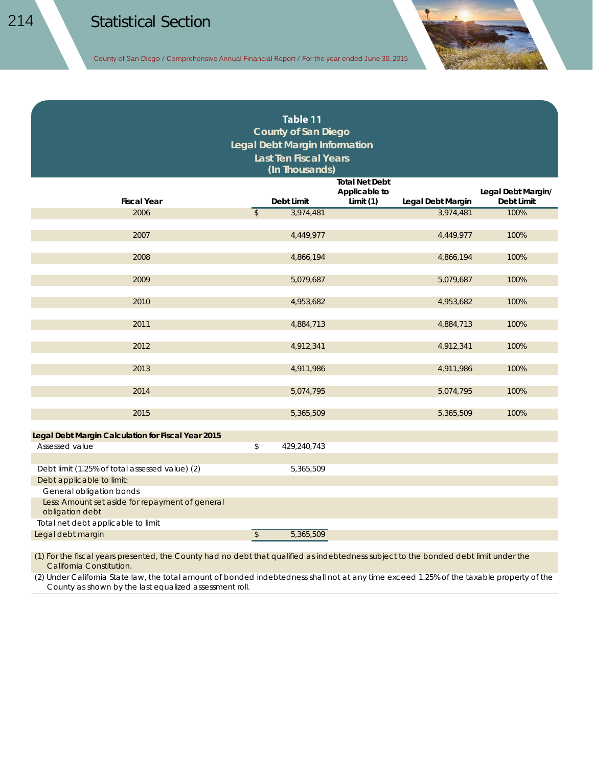## Table 11
### County of San Diego
### Legal Debt Margin Information
### Last Ten Fiscal Years
### (In Thousands)

| Fiscal Year | Debt Limit | Total Net Debt Applicable to Limit (1) | Legal Debt Margin | Legal Debt Margin/ Debt Limit |
|---|---|---|---|---|
| 2006 | $ 3,974,481 | | 3,974,481 | 100% |
| 2007 | 4,449,977 | | 4,449,977 | 100% |
| 2008 | 4,866,194 | | 4,866,194 | 100% |
| 2009 | 5,079,687 | | 5,079,687 | 100% |
| 2010 | 4,953,682 | | 4,953,682 | 100% |
| 2011 | 4,884,713 | | 4,884,713 | 100% |
| 2012 | 4,912,341 | | 4,912,341 | 100% |
| 2013 | 4,911,986 | | 4,911,986 | 100% |
| 2014 | 5,074,795 | | 5,074,795 | 100% |
| 2015 | 5,365,509 | | 5,365,509 | 100% |

**Legal Debt Margin Calculation for Fiscal Year 2015**

| | |
|---|---|
| Assessed value | $ 429,240,743 |
| Debt limit (1.25% of total assessed value) (2) | 5,365,509 |
| Debt applicable to limit: | |
| General obligation bonds | |
| Less: Amount set aside for repayment of general obligation debt | |
| Total net debt applicable to limit | |
| Legal debt margin | $ 5,365,509 |

(1) For the fiscal years presented, the County had no debt that qualified as indebtedness subject to the bonded debt limit under the California Constitution.

(2) Under California State law, the total amount of bonded indebtedness shall not at any time exceed 1.25% of the taxable property of the County as shown by the last equalized assessment roll.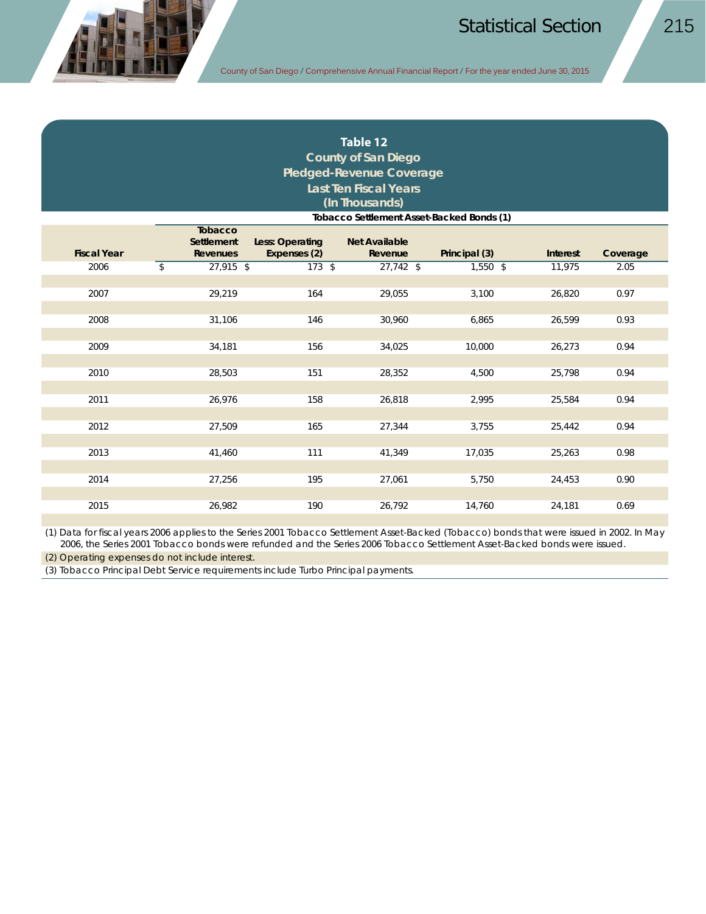## Table 12
## County of San Diego
## Pledged-Revenue Coverage
## Last Ten Fiscal Years
## (In Thousands)

| | Tobacco Settlement Asset-Backed Bonds (1) | | | | | |
|---|---|---|---|---|---|---|
| Fiscal Year | Tobacco Settlement Revenues | Less: Operating Expenses (2) | Net Available Revenue | Principal (3) | Interest | Coverage |
| 2006 | $ 27,915 | $ 173 | $ 27,742 | $ 1,550 | $ 11,975 | 2.05 |
| 2007 | 29,219 | 164 | 29,055 | 3,100 | 26,820 | 0.97 |
| 2008 | 31,106 | 146 | 30,960 | 6,865 | 26,599 | 0.93 |
| 2009 | 34,181 | 156 | 34,025 | 10,000 | 26,273 | 0.94 |
| 2010 | 28,503 | 151 | 28,352 | 4,500 | 25,798 | 0.94 |
| 2011 | 26,976 | 158 | 26,818 | 2,995 | 25,584 | 0.94 |
| 2012 | 27,509 | 165 | 27,344 | 3,755 | 25,442 | 0.94 |
| 2013 | 41,460 | 111 | 41,349 | 17,035 | 25,263 | 0.98 |
| 2014 | 27,256 | 195 | 27,061 | 5,750 | 24,453 | 0.90 |
| 2015 | 26,982 | 190 | 26,792 | 14,760 | 24,181 | 0.69 |

(1) Data for fiscal years 2006 applies to the Series 2001 Tobacco Settlement Asset-Backed (Tobacco) bonds that were issued in 2002. In May 2006, the Series 2001 Tobacco bonds were refunded and the Series 2006 Tobacco Settlement Asset-Backed bonds were issued.

(2) Operating expenses do not include interest.

(3) Tobacco Principal Debt Service requirements include Turbo Principal payments.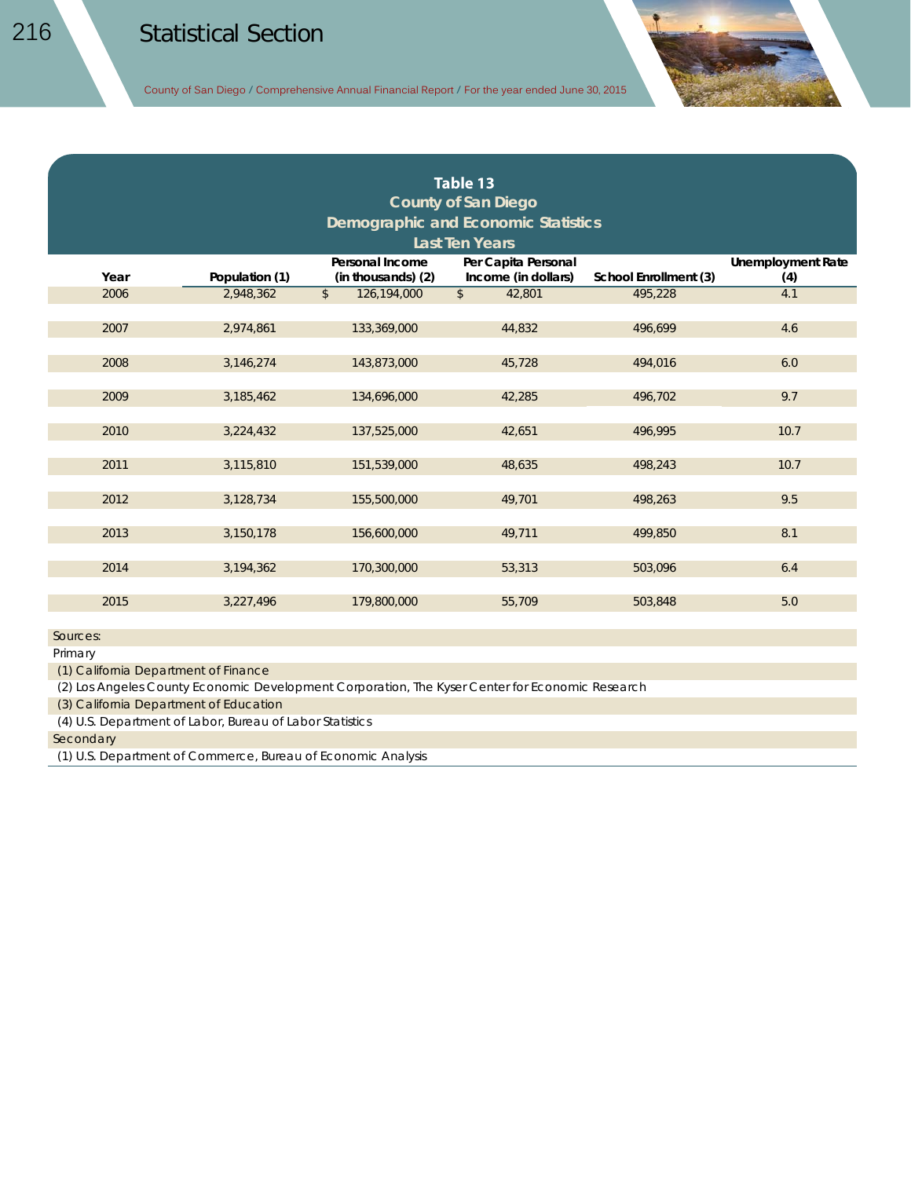## Table 13
## County of San Diego
## Demographic and Economic Statistics
## Last Ten Years

| Year | Population (1) | Personal Income (in thousands) (2) | Per Capita Personal Income (in dollars) | School Enrollment (3) | Unemployment Rate (4) |
|---|---|---|---|---|---|
| 2006 | 2,948,362 | $ 126,194,000 | $ 42,801 | 495,228 | 4.1 |
| 2007 | 2,974,861 | 133,369,000 | 44,832 | 496,699 | 4.6 |
| 2008 | 3,146,274 | 143,873,000 | 45,728 | 494,016 | 6.0 |
| 2009 | 3,185,462 | 134,696,000 | 42,285 | 496,702 | 9.7 |
| 2010 | 3,224,432 | 137,525,000 | 42,651 | 496,995 | 10.7 |
| 2011 | 3,115,810 | 151,539,000 | 48,635 | 498,243 | 10.7 |
| 2012 | 3,128,734 | 155,500,000 | 49,701 | 498,263 | 9.5 |
| 2013 | 3,150,178 | 156,600,000 | 49,711 | 499,850 | 8.1 |
| 2014 | 3,194,362 | 170,300,000 | 53,313 | 503,096 | 6.4 |
| 2015 | 3,227,496 | 179,800,000 | 55,709 | 503,848 | 5.0 |

Sources:

Primary

(1) California Department of Finance

(2) Los Angeles County Economic Development Corporation, The Kyser Center for Economic Research

(3) California Department of Education

(4) U.S. Department of Labor, Bureau of Labor Statistics

Secondary

(1) U.S. Department of Commerce, Bureau of Economic Analysis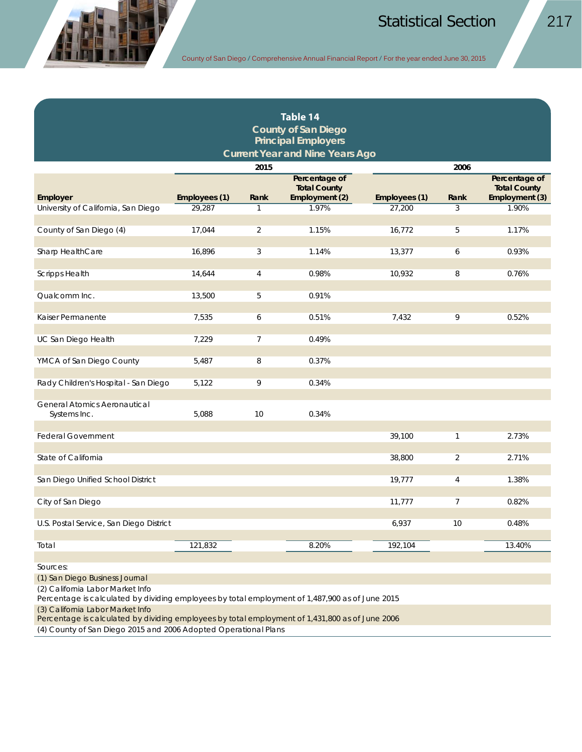## Table 14
## County of San Diego
## Principal Employers
## Current Year and Nine Years Ago

| | 2015 | | | 2006 | | |
|---|---|---|---|---|---|---|
| Employer | Employees (1) | Rank | Percentage of Total County Employment (2) | Employees (1) | Rank | Percentage of Total County Employment (3) |
| University of California, San Diego | 29,287 | 1 | 1.97% | 27,200 | 3 | 1.90% |
| County of San Diego (4) | 17,044 | 2 | 1.15% | 16,772 | 5 | 1.17% |
| Sharp HealthCare | 16,896 | 3 | 1.14% | 13,377 | 6 | 0.93% |
| Scripps Health | 14,644 | 4 | 0.98% | 10,932 | 8 | 0.76% |
| Qualcomm Inc. | 13,500 | 5 | 0.91% | | | |
| Kaiser Permanente | 7,535 | 6 | 0.51% | 7,432 | 9 | 0.52% |
| UC San Diego Health | 7,229 | 7 | 0.49% | | | |
| YMCA of San Diego County | 5,487 | 8 | 0.37% | | | |
| Rady Children's Hospital - San Diego | 5,122 | 9 | 0.34% | | | |
| General Atomics Aeronautical Systems Inc. | 5,088 | 10 | 0.34% | | | |
| Federal Government | | | | 39,100 | 1 | 2.73% |
| State of California | | | | 38,800 | 2 | 2.71% |
| San Diego Unified School District | | | | 19,777 | 4 | 1.38% |
| City of San Diego | | | | 11,777 | 7 | 0.82% |
| U.S. Postal Service, San Diego District | | | | 6,937 | 10 | 0.48% |
| Total | 121,832 | | 8.20% | 192,104 | | 13.40% |

Sources:

(1) San Diego Business Journal

(2) California Labor Market Info
Percentage is calculated by dividing employees by total employment of 1,487,900 as of June 2015

(3) California Labor Market Info
Percentage is calculated by dividing employees by total employment of 1,431,800 as of June 2006

(4) County of San Diego 2015 and 2006 Adopted Operational Plans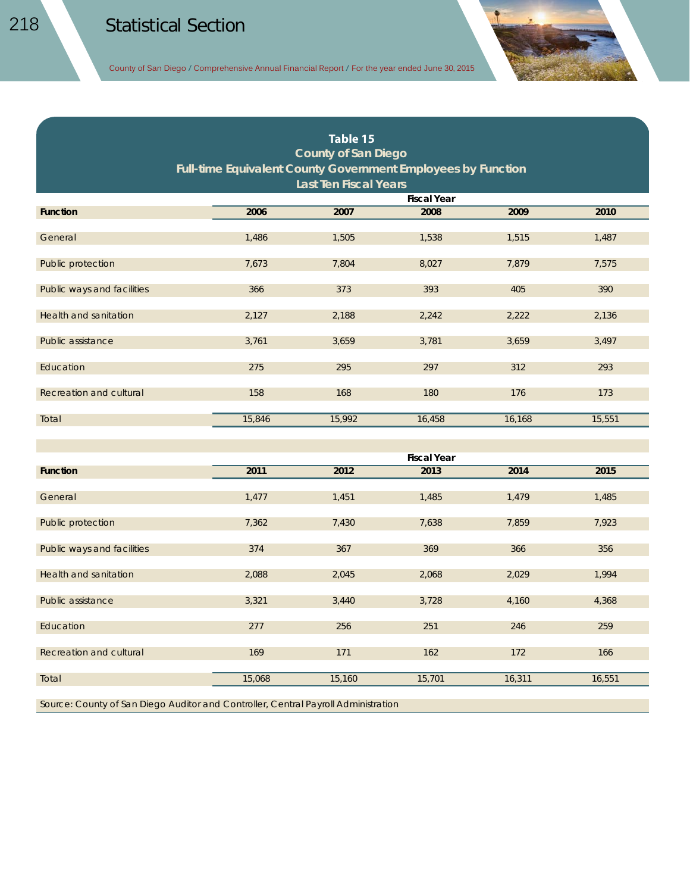## Table 15
## County of San Diego
## Full-time Equivalent County Government Employees by Function
## Last Ten Fiscal Years

| | Fiscal Year | | | | |
|---|---|---|---|---|---|
| **Function** | **2006** | **2007** | **2008** | **2009** | **2010** |
| General | 1,486 | 1,505 | 1,538 | 1,515 | 1,487 |
| Public protection | 7,673 | 7,804 | 8,027 | 7,879 | 7,575 |
| Public ways and facilities | 366 | 373 | 393 | 405 | 390 |
| Health and sanitation | 2,127 | 2,188 | 2,242 | 2,222 | 2,136 |
| Public assistance | 3,761 | 3,659 | 3,781 | 3,659 | 3,497 |
| Education | 275 | 295 | 297 | 312 | 293 |
| Recreation and cultural | 158 | 168 | 180 | 176 | 173 |
| Total | 15,846 | 15,992 | 16,458 | 16,168 | 15,551 |

| | Fiscal Year | | | | |
|---|---|---|---|---|---|
| **Function** | **2011** | **2012** | **2013** | **2014** | **2015** |
| General | 1,477 | 1,451 | 1,485 | 1,479 | 1,485 |
| Public protection | 7,362 | 7,430 | 7,638 | 7,859 | 7,923 |
| Public ways and facilities | 374 | 367 | 369 | 366 | 356 |
| Health and sanitation | 2,088 | 2,045 | 2,068 | 2,029 | 1,994 |
| Public assistance | 3,321 | 3,440 | 3,728 | 4,160 | 4,368 |
| Education | 277 | 256 | 251 | 246 | 259 |
| Recreation and cultural | 169 | 171 | 162 | 172 | 166 |
| Total | 15,068 | 15,160 | 15,701 | 16,311 | 16,551 |

Source: County of San Diego Auditor and Controller, Central Payroll Administration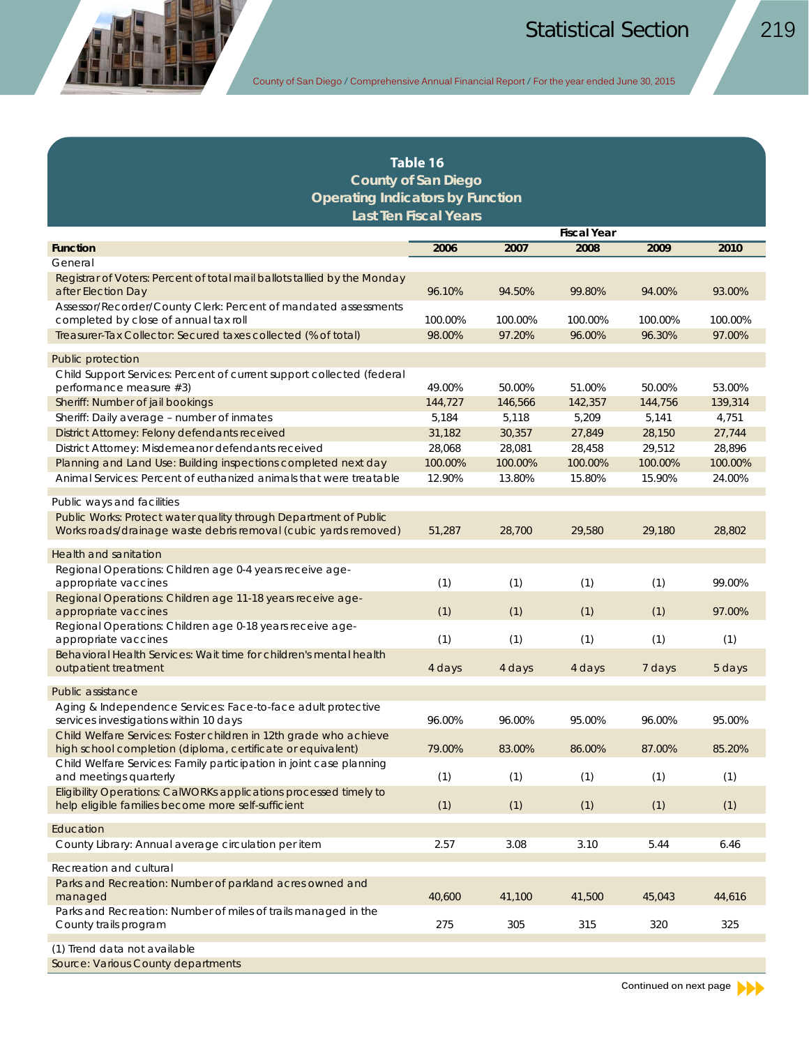## Table 16
## County of San Diego
## Operating Indicators by Function
## Last Ten Fiscal Years

| Function | Fiscal Year | | | | |
|---|---|---|---|---|---|
| | 2006 | 2007 | 2008 | 2009 | 2010 |
| **General** | | | | | |
| Registrar of Voters: Percent of total mail ballots tallied by the Monday after Election Day | 96.10% | 94.50% | 99.80% | 94.00% | 93.00% |
| Assessor/Recorder/County Clerk: Percent of mandated assessments completed by close of annual tax roll | 100.00% | 100.00% | 100.00% | 100.00% | 100.00% |
| Treasurer-Tax Collector: Secured taxes collected (% of total) | 98.00% | 97.20% | 96.00% | 96.30% | 97.00% |
| **Public protection** | | | | | |
| Child Support Services: Percent of current support collected (federal performance measure #3) | 49.00% | 50.00% | 51.00% | 50.00% | 53.00% |
| Sheriff: Number of jail bookings | 144,727 | 146,566 | 142,357 | 144,756 | 139,314 |
| Sheriff: Daily average – number of inmates | 5,184 | 5,118 | 5,209 | 5,141 | 4,751 |
| District Attorney: Felony defendants received | 31,182 | 30,357 | 27,849 | 28,150 | 27,744 |
| District Attorney: Misdemeanor defendants received | 28,068 | 28,081 | 28,458 | 29,512 | 28,896 |
| Planning and Land Use: Building inspections completed next day | 100.00% | 100.00% | 100.00% | 100.00% | 100.00% |
| Animal Services: Percent of euthanized animals that were treatable | 12.90% | 13.80% | 15.80% | 15.90% | 24.00% |
| **Public ways and facilities** | | | | | |
| Public Works: Protect water quality through Department of Public Works roads/drainage waste debris removal (cubic yards removed) | 51,287 | 28,700 | 29,580 | 29,180 | 28,802 |
| **Health and sanitation** | | | | | |
| Regional Operations: Children age 0-4 years receive age-appropriate vaccines | (1) | (1) | (1) | (1) | 99.00% |
| Regional Operations: Children age 11-18 years receive age-appropriate vaccines | (1) | (1) | (1) | (1) | 97.00% |
| Regional Operations: Children age 0-18 years receive age-appropriate vaccines | (1) | (1) | (1) | (1) | (1) |
| Behavioral Health Services: Wait time for children's mental health outpatient treatment | 4 days | 4 days | 4 days | 7 days | 5 days |
| **Public assistance** | | | | | |
| Aging & Independence Services: Face-to-face adult protective services investigations within 10 days | 96.00% | 96.00% | 95.00% | 96.00% | 95.00% |
| Child Welfare Services: Foster children in 12th grade who achieve high school completion (diploma, certificate or equivalent) | 79.00% | 83.00% | 86.00% | 87.00% | 85.20% |
| Child Welfare Services: Family participation in joint case planning and meetings quarterly | (1) | (1) | (1) | (1) | (1) |
| Eligibility Operations: CalWORKs applications processed timely to help eligible families become more self-sufficient | (1) | (1) | (1) | (1) | (1) |
| **Education** | | | | | |
| County Library: Annual average circulation per item | 2.57 | 3.08 | 3.10 | 5.44 | 6.46 |
| **Recreation and cultural** | | | | | |
| Parks and Recreation: Number of parkland acres owned and managed | 40,600 | 41,100 | 41,500 | 45,043 | 44,616 |
| Parks and Recreation: Number of miles of trails managed in the County trails program | 275 | 305 | 315 | 320 | 325 |

(1) Trend data not available

Source: Various County departments

Continued on next page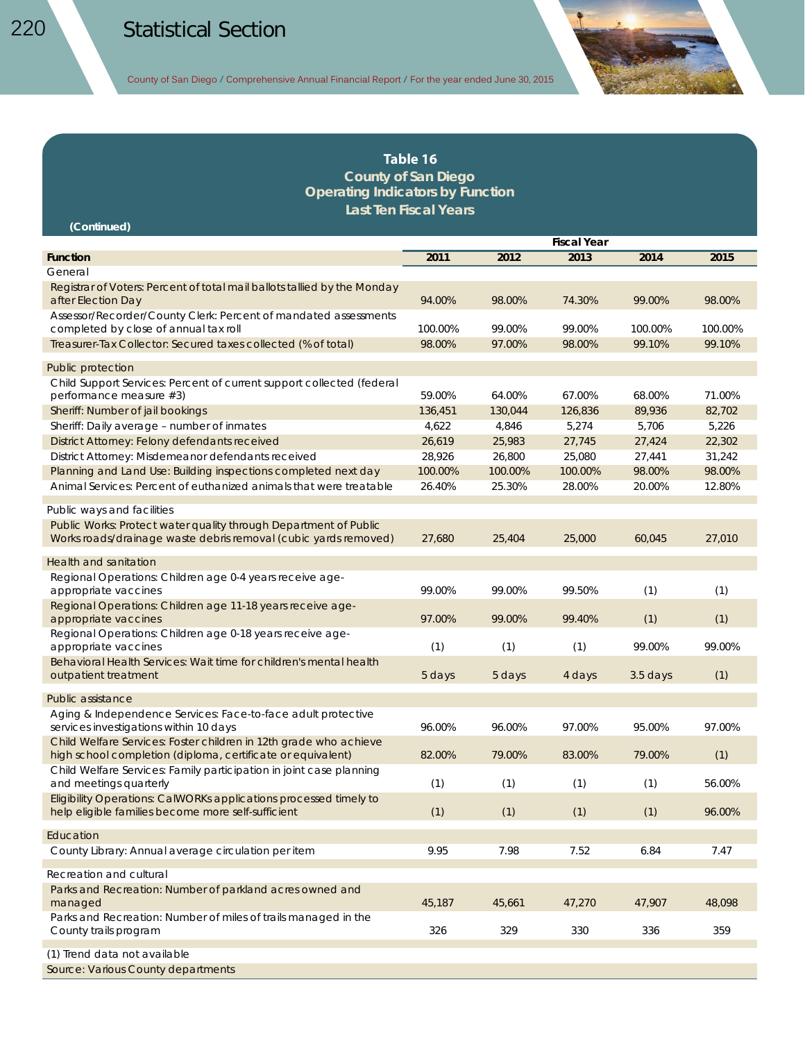## Table 16
## County of San Diego
## Operating Indicators by Function
## Last Ten Fiscal Years

**(Continued)**

| | Fiscal Year | | | | |
|---|---|---|---|---|---|
| **Function** | **2011** | **2012** | **2013** | **2014** | **2015** |
| General | | | | | |
| Registrar of Voters: Percent of total mail ballots tallied by the Monday after Election Day | 94.00% | 98.00% | 74.30% | 99.00% | 98.00% |
| Assessor/Recorder/County Clerk: Percent of mandated assessments completed by close of annual tax roll | 100.00% | 99.00% | 99.00% | 100.00% | 100.00% |
| Treasurer-Tax Collector: Secured taxes collected (% of total) | 98.00% | 97.00% | 98.00% | 99.10% | 99.10% |
| Public protection | | | | | |
| Child Support Services: Percent of current support collected (federal performance measure #3) | 59.00% | 64.00% | 67.00% | 68.00% | 71.00% |
| Sheriff: Number of jail bookings | 136,451 | 130,044 | 126,836 | 89,936 | 82,702 |
| Sheriff: Daily average – number of inmates | 4,622 | 4,846 | 5,274 | 5,706 | 5,226 |
| District Attorney: Felony defendants received | 26,619 | 25,983 | 27,745 | 27,424 | 22,302 |
| District Attorney: Misdemeanor defendants received | 28,926 | 26,800 | 25,080 | 27,441 | 31,242 |
| Planning and Land Use: Building inspections completed next day | 100.00% | 100.00% | 100.00% | 98.00% | 98.00% |
| Animal Services: Percent of euthanized animals that were treatable | 26.40% | 25.30% | 28.00% | 20.00% | 12.80% |
| Public ways and facilities | | | | | |
| Public Works: Protect water quality through Department of Public Works roads/drainage waste debris removal (cubic yards removed) | 27,680 | 25,404 | 25,000 | 60,045 | 27,010 |
| Health and sanitation | | | | | |
| Regional Operations: Children age 0-4 years receive age-appropriate vaccines | 99.00% | 99.00% | 99.50% | (1) | (1) |
| Regional Operations: Children age 11-18 years receive age-appropriate vaccines | 97.00% | 99.00% | 99.40% | (1) | (1) |
| Regional Operations: Children age 0-18 years receive age-appropriate vaccines | (1) | (1) | (1) | 99.00% | 99.00% |
| Behavioral Health Services: Wait time for children's mental health outpatient treatment | 5 days | 5 days | 4 days | 3.5 days | (1) |
| Public assistance | | | | | |
| Aging & Independence Services: Face-to-face adult protective services investigations within 10 days | 96.00% | 96.00% | 97.00% | 95.00% | 97.00% |
| Child Welfare Services: Foster children in 12th grade who achieve high school completion (diploma, certificate or equivalent) | 82.00% | 79.00% | 83.00% | 79.00% | (1) |
| Child Welfare Services: Family participation in joint case planning and meetings quarterly | (1) | (1) | (1) | (1) | 56.00% |
| Eligibility Operations: CalWORKs applications processed timely to help eligible families become more self-sufficient | (1) | (1) | (1) | (1) | 96.00% |
| Education | | | | | |
| County Library: Annual average circulation per item | 9.95 | 7.98 | 7.52 | 6.84 | 7.47 |
| Recreation and cultural | | | | | |
| Parks and Recreation: Number of parkland acres owned and managed | 45,187 | 45,661 | 47,270 | 47,907 | 48,098 |
| Parks and Recreation: Number of miles of trails managed in the County trails program | 326 | 329 | 330 | 336 | 359 |

(1) Trend data not available

Source: Various County departments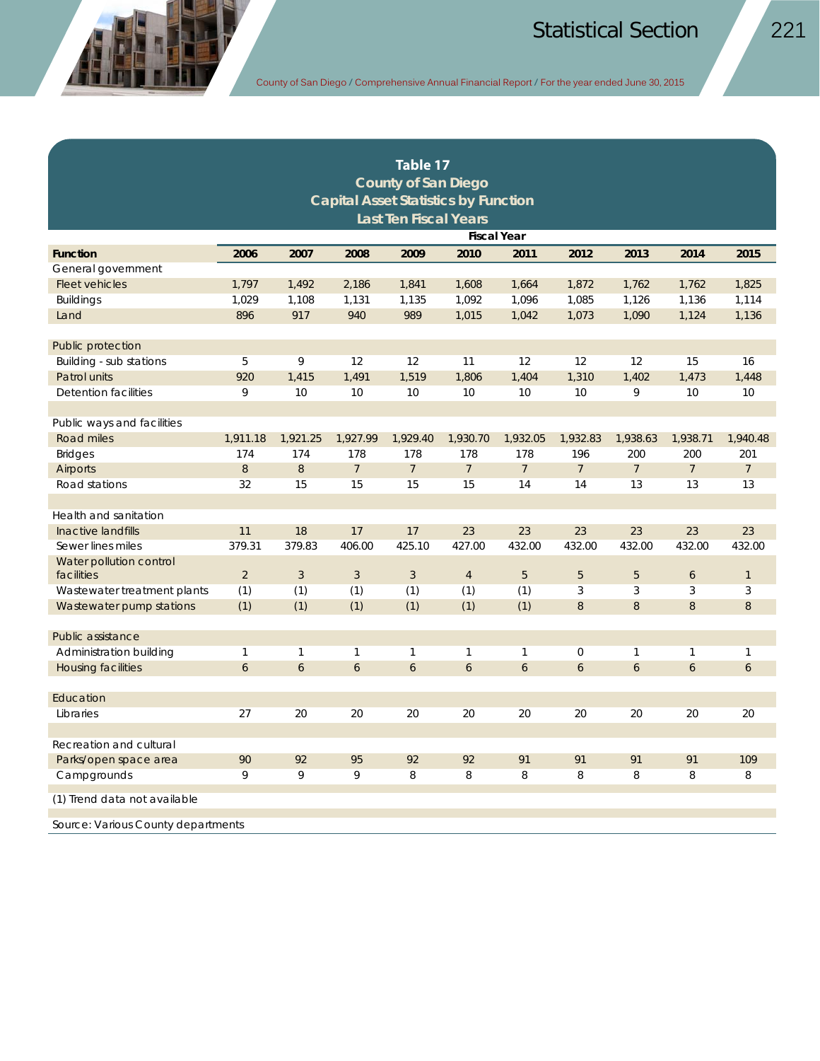## Table 17
## County of San Diego
## Capital Asset Statistics by Function
## Last Ten Fiscal Years

| | Fiscal Year | | | | | | | | | |
|---|---|---|---|---|---|---|---|---|---|---|
| **Function** | **2006** | **2007** | **2008** | **2009** | **2010** | **2011** | **2012** | **2013** | **2014** | **2015** |
| General government | | | | | | | | | | |
| Fleet vehicles | 1,797 | 1,492 | 2,186 | 1,841 | 1,608 | 1,664 | 1,872 | 1,762 | 1,762 | 1,825 |
| Buildings | 1,029 | 1,108 | 1,131 | 1,135 | 1,092 | 1,096 | 1,085 | 1,126 | 1,136 | 1,114 |
| Land | 896 | 917 | 940 | 989 | 1,015 | 1,042 | 1,073 | 1,090 | 1,124 | 1,136 |
| | | | | | | | | | | |
| Public protection | | | | | | | | | | |
| Building - sub stations | 5 | 9 | 12 | 12 | 11 | 12 | 12 | 12 | 15 | 16 |
| Patrol units | 920 | 1,415 | 1,491 | 1,519 | 1,806 | 1,404 | 1,310 | 1,402 | 1,473 | 1,448 |
| Detention facilities | 9 | 10 | 10 | 10 | 10 | 10 | 10 | 9 | 10 | 10 |
| | | | | | | | | | | |
| Public ways and facilities | | | | | | | | | | |
| Road miles | 1,911.18 | 1,921.25 | 1,927.99 | 1,929.40 | 1,930.70 | 1,932.05 | 1,932.83 | 1,938.63 | 1,938.71 | 1,940.48 |
| Bridges | 174 | 174 | 178 | 178 | 178 | 178 | 196 | 200 | 200 | 201 |
| Airports | 8 | 8 | 7 | 7 | 7 | 7 | 7 | 7 | 7 | 7 |
| Road stations | 32 | 15 | 15 | 15 | 15 | 14 | 14 | 13 | 13 | 13 |
| | | | | | | | | | | |
| Health and sanitation | | | | | | | | | | |
| Inactive landfills | 11 | 18 | 17 | 17 | 23 | 23 | 23 | 23 | 23 | 23 |
| Sewer lines miles | 379.31 | 379.83 | 406.00 | 425.10 | 427.00 | 432.00 | 432.00 | 432.00 | 432.00 | 432.00 |
| Water pollution control facilities | 2 | 3 | 3 | 3 | 4 | 5 | 5 | 5 | 6 | 1 |
| Wastewater treatment plants | (1) | (1) | (1) | (1) | (1) | (1) | 3 | 3 | 3 | 3 |
| Wastewater pump stations | (1) | (1) | (1) | (1) | (1) | (1) | 8 | 8 | 8 | 8 |
| | | | | | | | | | | |
| Public assistance | | | | | | | | | | |
| Administration building | 1 | 1 | 1 | 1 | 1 | 1 | 0 | 1 | 1 | 1 |
| Housing facilities | 6 | 6 | 6 | 6 | 6 | 6 | 6 | 6 | 6 | 6 |
| | | | | | | | | | | |
| Education | | | | | | | | | | |
| Libraries | 27 | 20 | 20 | 20 | 20 | 20 | 20 | 20 | 20 | 20 |
| | | | | | | | | | | |
| Recreation and cultural | | | | | | | | | | |
| Parks/open space area | 90 | 92 | 95 | 92 | 92 | 91 | 91 | 91 | 91 | 109 |
| Campgrounds | 9 | 9 | 9 | 8 | 8 | 8 | 8 | 8 | 8 | 8 |

(1) Trend data not available

Source: Various County departments